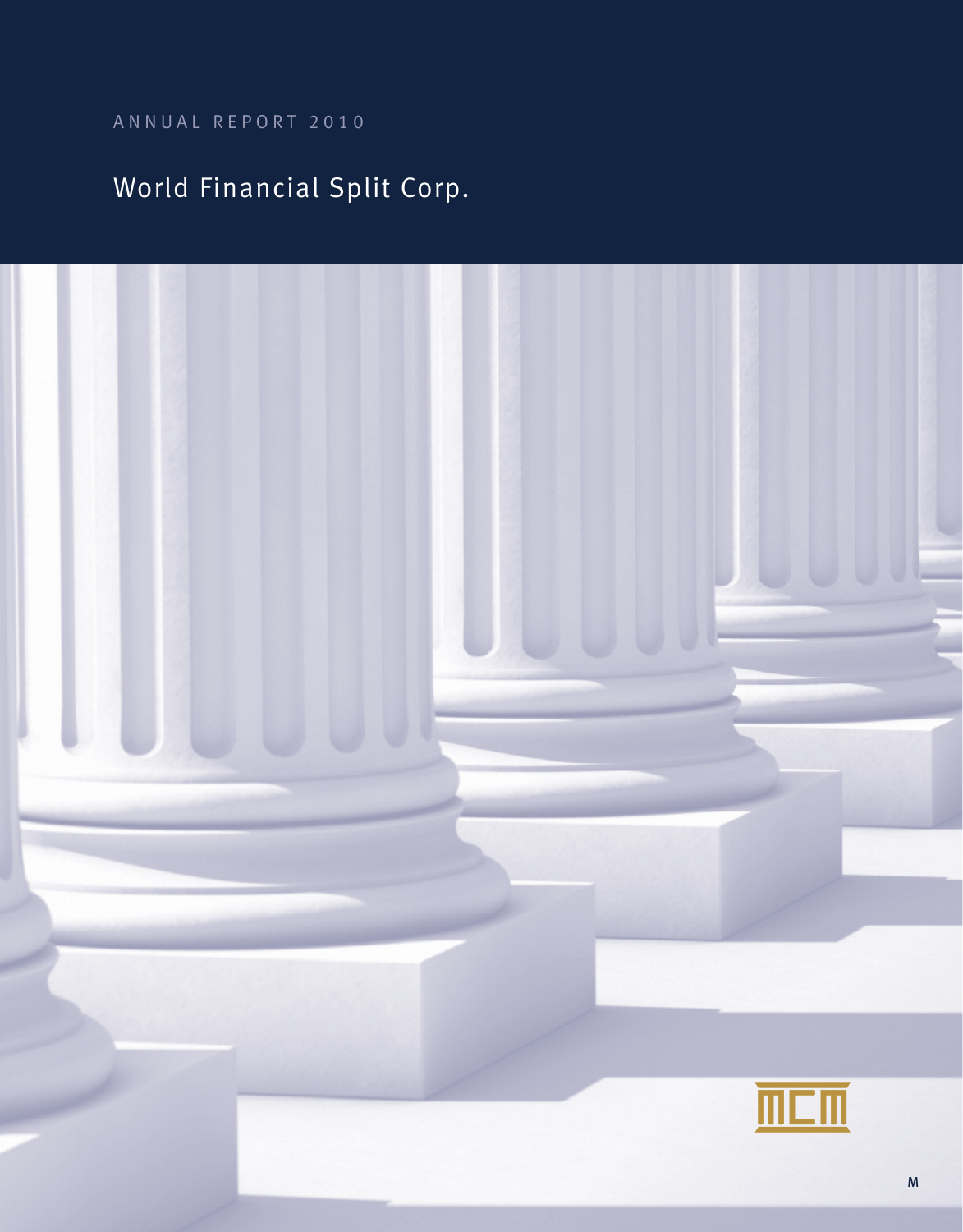ANNUAL REPORT 2010

# World Financial Split Corp.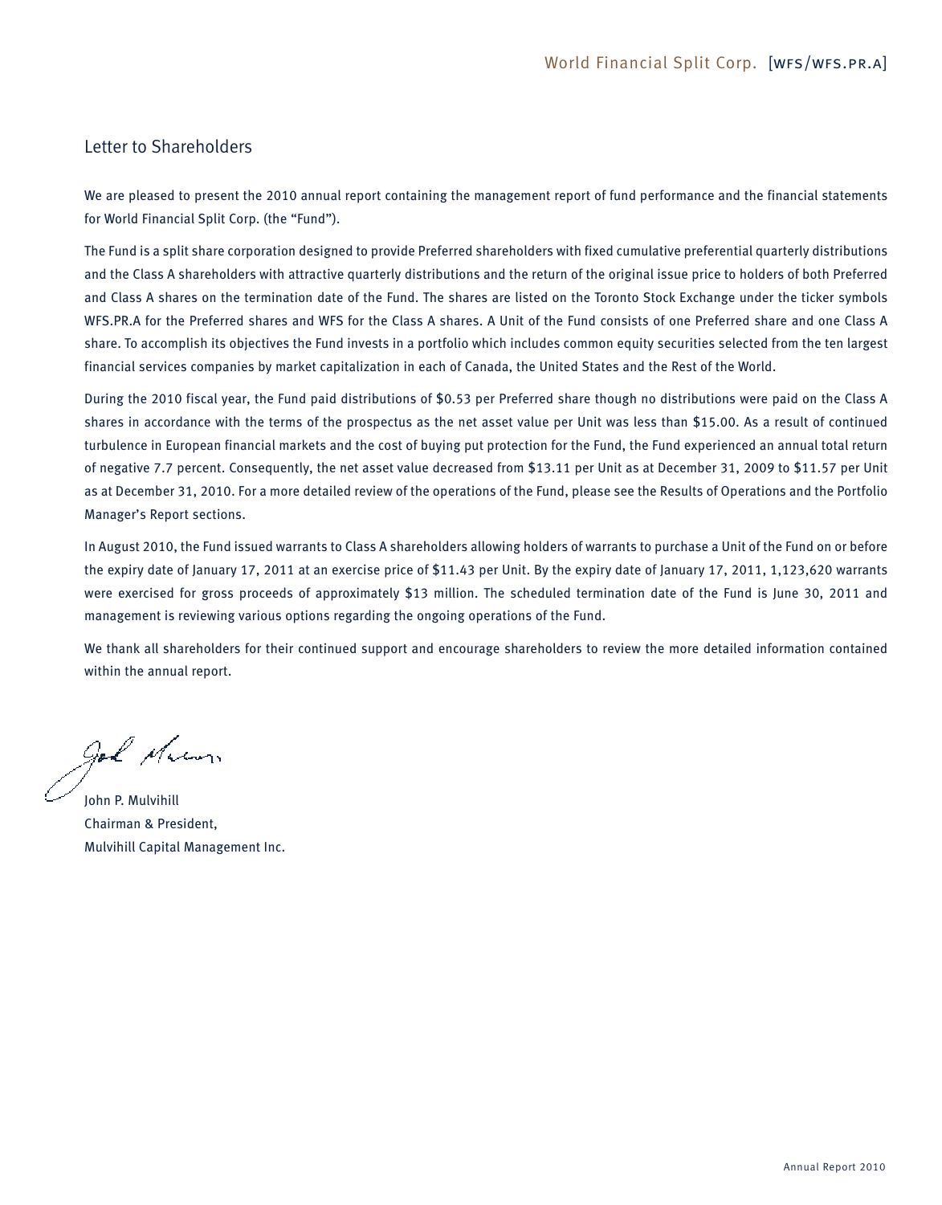## Letter to Shareholders

We are pleased to present the 2010 annual report containing the management report of fund performance and the financial statements for World Financial Split Corp. (the "Fund").

The Fund is a split share corporation designed to provide Preferred shareholders with fixed cumulative preferential quarterly distributions and the Class A shareholders with attractive quarterly distributions and the return of the original issue price to holders of both Preferred and Class A shares on the termination date of the Fund. The shares are listed on the Toronto Stock Exchange under the ticker symbols WFS.PR.A for the Preferred shares and WFS for the Class A shares. A Unit of the Fund consists of one Preferred share and one Class A share. To accomplish its objectives the Fund invests in a portfolio which includes common equity securities selected from the ten largest financial services companies by market capitalization in each of Canada, the United States and the Rest of the World.

During the 2010 fiscal year, the Fund paid distributions of $0.53 per Preferred share though no distributions were paid on the Class A shares in accordance with the terms of the prospectus as the net asset value per Unit was less than $15.00. As a result of continued turbulence in European financial markets and the cost of buying put protection for the Fund, the Fund experienced an annual total return of negative 7.7 percent. Consequently, the net asset value decreased from $13.11 per Unit as at December 31, 2009 to $11.57 per Unit as at December 31, 2010. For a more detailed review of the operations of the Fund, please see the Results of Operations and the Portfolio Manager's Report sections.

In August 2010, the Fund issued warrants to Class A shareholders allowing holders of warrants to purchase a Unit of the Fund on or before the expiry date of January 17, 2011 at an exercise price of $11.43 per Unit. By the expiry date of January 17, 2011, 1,123,620 warrants were exercised for gross proceeds of approximately $13 million. The scheduled termination date of the Fund is June 30, 2011 and management is reviewing various options regarding the ongoing operations of the Fund.

We thank all shareholders for their continued support and encourage shareholders to review the more detailed information contained within the annual report.

John P. Mulvihill
Chairman & President,
Mulvihill Capital Management Inc.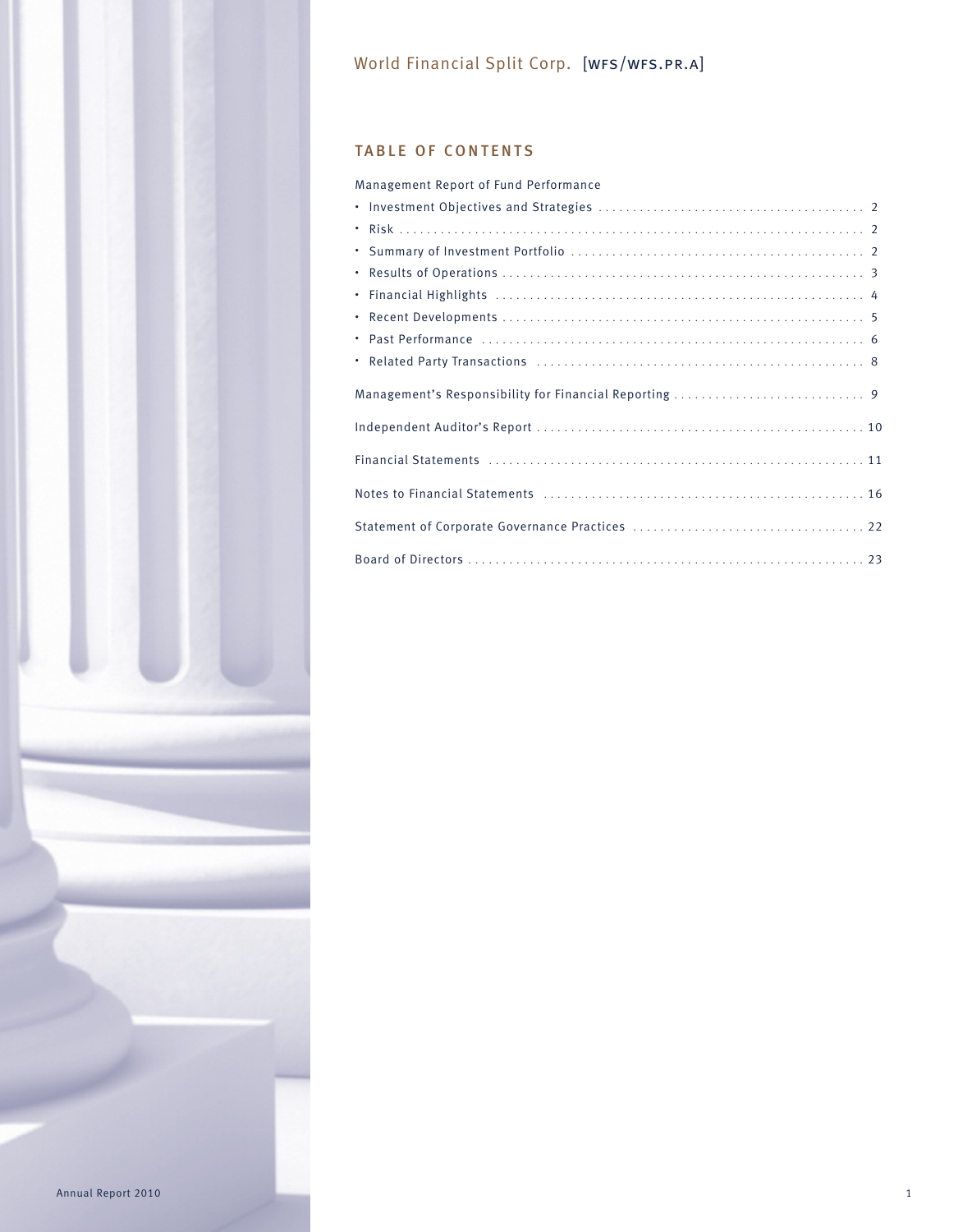World Financial Split Corp. [WFS/WFS.PR.A]

## TABLE OF CONTENTS

Management Report of Fund Performance

- Investment Objectives and Strategies ........ 2
- Risk ........ 2
- Summary of Investment Portfolio ........ 2
- Results of Operations ........ 3
- Financial Highlights ........ 4
- Recent Developments ........ 5
- Past Performance ........ 6
- Related Party Transactions ........ 8

Management's Responsibility for Financial Reporting ........ 9

Independent Auditor's Report ........ 10

Financial Statements ........ 11

Notes to Financial Statements ........ 16

Statement of Corporate Governance Practices ........ 22

Board of Directors ........ 23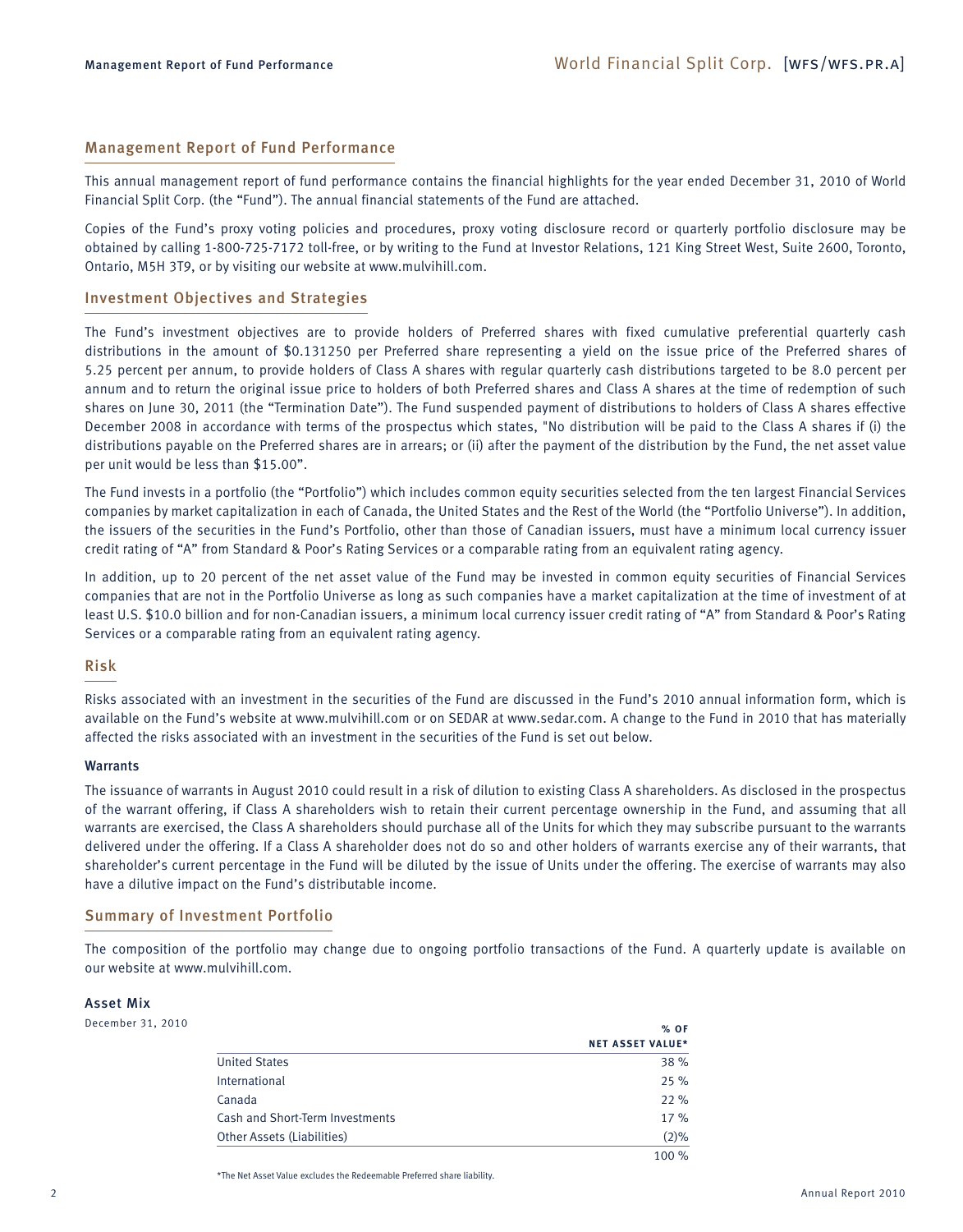## Management Report of Fund Performance

This annual management report of fund performance contains the financial highlights for the year ended December 31, 2010 of World Financial Split Corp. (the "Fund"). The annual financial statements of the Fund are attached.

Copies of the Fund's proxy voting policies and procedures, proxy voting disclosure record or quarterly portfolio disclosure may be obtained by calling 1-800-725-7172 toll-free, or by writing to the Fund at Investor Relations, 121 King Street West, Suite 2600, Toronto, Ontario, M5H 3T9, or by visiting our website at www.mulvihill.com.

## Investment Objectives and Strategies

The Fund's investment objectives are to provide holders of Preferred shares with fixed cumulative preferential quarterly cash distributions in the amount of $0.131250 per Preferred share representing a yield on the issue price of the Preferred shares of 5.25 percent per annum, to provide holders of Class A shares with regular quarterly cash distributions targeted to be 8.0 percent per annum and to return the original issue price to holders of both Preferred shares and Class A shares at the time of redemption of such shares on June 30, 2011 (the "Termination Date"). The Fund suspended payment of distributions to holders of Class A shares effective December 2008 in accordance with terms of the prospectus which states, "No distribution will be paid to the Class A shares if (i) the distributions payable on the Preferred shares are in arrears; or (ii) after the payment of the distribution by the Fund, the net asset value per unit would be less than $15.00".

The Fund invests in a portfolio (the "Portfolio") which includes common equity securities selected from the ten largest Financial Services companies by market capitalization in each of Canada, the United States and the Rest of the World (the "Portfolio Universe"). In addition, the issuers of the securities in the Fund's Portfolio, other than those of Canadian issuers, must have a minimum local currency issuer credit rating of "A" from Standard & Poor's Rating Services or a comparable rating from an equivalent rating agency.

In addition, up to 20 percent of the net asset value of the Fund may be invested in common equity securities of Financial Services companies that are not in the Portfolio Universe as long as such companies have a market capitalization at the time of investment of at least U.S. $10.0 billion and for non-Canadian issuers, a minimum local currency issuer credit rating of "A" from Standard & Poor's Rating Services or a comparable rating from an equivalent rating agency.

## Risk

Risks associated with an investment in the securities of the Fund are discussed in the Fund's 2010 annual information form, which is available on the Fund's website at www.mulvihill.com or on SEDAR at www.sedar.com. A change to the Fund in 2010 that has materially affected the risks associated with an investment in the securities of the Fund is set out below.

### Warrants

The issuance of warrants in August 2010 could result in a risk of dilution to existing Class A shareholders. As disclosed in the prospectus of the warrant offering, if Class A shareholders wish to retain their current percentage ownership in the Fund, and assuming that all warrants are exercised, the Class A shareholders should purchase all of the Units for which they may subscribe pursuant to the warrants delivered under the offering. If a Class A shareholder does not do so and other holders of warrants exercise any of their warrants, that shareholder's current percentage in the Fund will be diluted by the issue of Units under the offering. The exercise of warrants may also have a dilutive impact on the Fund's distributable income.

## Summary of Investment Portfolio

The composition of the portfolio may change due to ongoing portfolio transactions of the Fund. A quarterly update is available on our website at www.mulvihill.com.

### Asset Mix

December 31, 2010

| | % OF NET ASSET VALUE* |
|---|---|
| United States | 38 % |
| International | 25 % |
| Canada | 22 % |
| Cash and Short-Term Investments | 17 % |
| Other Assets (Liabilities) | (2)% |
| | 100 % |

*The Net Asset Value excludes the Redeemable Preferred share liability.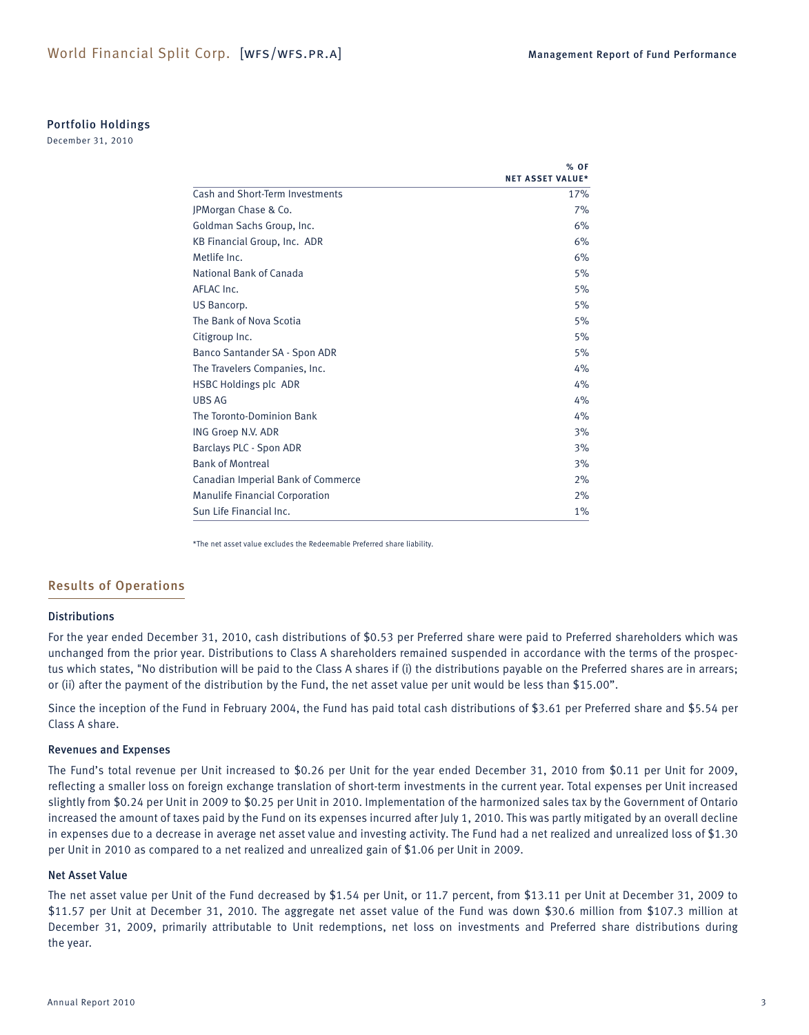## Portfolio Holdings

December 31, 2010

| | % OF NET ASSET VALUE* |
|---|---|
| Cash and Short-Term Investments | 17% |
| JPMorgan Chase & Co. | 7% |
| Goldman Sachs Group, Inc. | 6% |
| KB Financial Group, Inc. ADR | 6% |
| Metlife Inc. | 6% |
| National Bank of Canada | 5% |
| AFLAC Inc. | 5% |
| US Bancorp. | 5% |
| The Bank of Nova Scotia | 5% |
| Citigroup Inc. | 5% |
| Banco Santander SA - Spon ADR | 5% |
| The Travelers Companies, Inc. | 4% |
| HSBC Holdings plc ADR | 4% |
| UBS AG | 4% |
| The Toronto-Dominion Bank | 4% |
| ING Groep N.V. ADR | 3% |
| Barclays PLC - Spon ADR | 3% |
| Bank of Montreal | 3% |
| Canadian Imperial Bank of Commerce | 2% |
| Manulife Financial Corporation | 2% |
| Sun Life Financial Inc. | 1% |

*The net asset value excludes the Redeemable Preferred share liability.

## Results of Operations

### Distributions

For the year ended December 31, 2010, cash distributions of $0.53 per Preferred share were paid to Preferred shareholders which was unchanged from the prior year. Distributions to Class A shareholders remained suspended in accordance with the terms of the prospectus which states, "No distribution will be paid to the Class A shares if (i) the distributions payable on the Preferred shares are in arrears; or (ii) after the payment of the distribution by the Fund, the net asset value per unit would be less than $15.00".

Since the inception of the Fund in February 2004, the Fund has paid total cash distributions of $3.61 per Preferred share and $5.54 per Class A share.

### Revenues and Expenses

The Fund's total revenue per Unit increased to $0.26 per Unit for the year ended December 31, 2010 from $0.11 per Unit for 2009, reflecting a smaller loss on foreign exchange translation of short-term investments in the current year. Total expenses per Unit increased slightly from $0.24 per Unit in 2009 to $0.25 per Unit in 2010. Implementation of the harmonized sales tax by the Government of Ontario increased the amount of taxes paid by the Fund on its expenses incurred after July 1, 2010. This was partly mitigated by an overall decline in expenses due to a decrease in average net asset value and investing activity. The Fund had a net realized and unrealized loss of $1.30 per Unit in 2010 as compared to a net realized and unrealized gain of $1.06 per Unit in 2009.

### Net Asset Value

The net asset value per Unit of the Fund decreased by $1.54 per Unit, or 11.7 percent, from $13.11 per Unit at December 31, 2009 to $11.57 per Unit at December 31, 2010. The aggregate net asset value of the Fund was down $30.6 million from $107.3 million at December 31, 2009, primarily attributable to Unit redemptions, net loss on investments and Preferred share distributions during the year.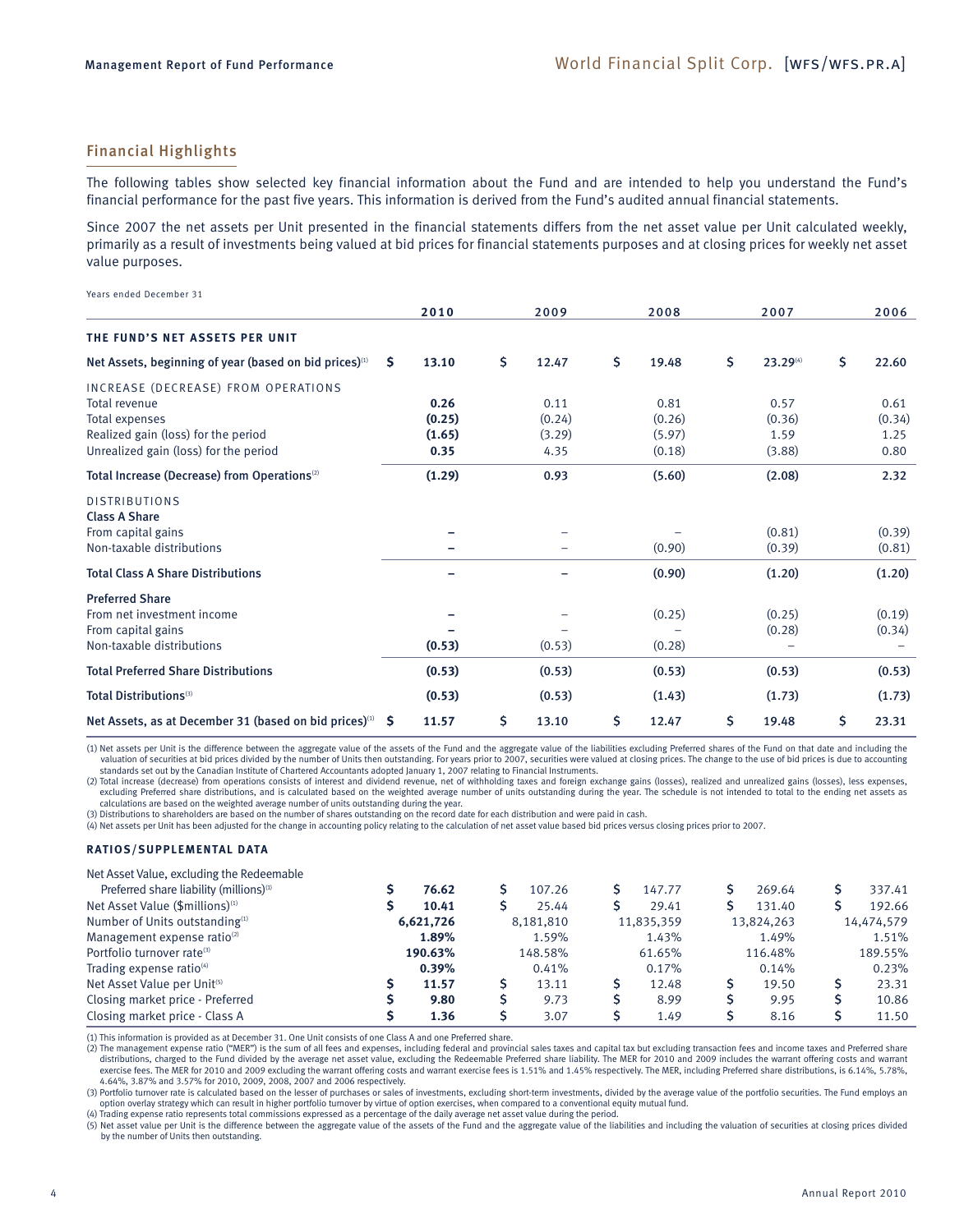## Financial Highlights

The following tables show selected key financial information about the Fund and are intended to help you understand the Fund's financial performance for the past five years. This information is derived from the Fund's audited annual financial statements.

Since 2007 the net assets per Unit presented in the financial statements differs from the net asset value per Unit calculated weekly, primarily as a result of investments being valued at bid prices for financial statements purposes and at closing prices for weekly net asset value purposes.

Years ended December 31

| | 2010 | 2009 | 2008 | 2007 | 2006 |
|---|---|---|---|---|---|
| **THE FUND'S NET ASSETS PER UNIT** | | | | | |
| **Net Assets, beginning of year (based on bid prices)(1)** | **$ 13.10** | **$ 12.47** | **$ 19.48** | **$ 23.29(4)** | **$ 22.60** |
| INCREASE (DECREASE) FROM OPERATIONS | | | | | |
| Total revenue | **0.26** | 0.11 | 0.81 | 0.57 | 0.61 |
| Total expenses | **(0.25)** | (0.24) | (0.26) | (0.36) | (0.34) |
| Realized gain (loss) for the period | **(1.65)** | (3.29) | (5.97) | 1.59 | 1.25 |
| Unrealized gain (loss) for the period | **0.35** | 4.35 | (0.18) | (3.88) | 0.80 |
| **Total Increase (Decrease) from Operations(2)** | **(1.29)** | **0.93** | **(5.60)** | **(2.08)** | **2.32** |
| DISTRIBUTIONS | | | | | |
| **Class A Share** | | | | | |
| From capital gains | **–** | – | – | (0.81) | (0.39) |
| Non-taxable distributions | **–** | – | (0.90) | (0.39) | (0.81) |
| **Total Class A Share Distributions** | **–** | **–** | **(0.90)** | **(1.20)** | **(1.20)** |
| **Preferred Share** | | | | | |
| From net investment income | **–** | – | (0.25) | (0.25) | (0.19) |
| From capital gains | **–** | – | – | (0.28) | (0.34) |
| Non-taxable distributions | **(0.53)** | (0.53) | (0.28) | – | – |
| **Total Preferred Share Distributions** | **(0.53)** | **(0.53)** | **(0.53)** | **(0.53)** | **(0.53)** |
| **Total Distributions(3)** | **(0.53)** | **(0.53)** | **(1.43)** | **(1.73)** | **(1.73)** |
| **Net Assets, as at December 31 (based on bid prices)(1)** | **$ 11.57** | **$ 13.10** | **$ 12.47** | **$ 19.48** | **$ 23.31** |

(1) Net assets per Unit is the difference between the aggregate value of the assets of the Fund and the aggregate value of the liabilities excluding Preferred shares of the Fund on that date and including the valuation of securities at bid prices divided by the number of Units then outstanding. For years prior to 2007, securities were valued at closing prices. The change to the use of bid prices is due to accounting standards set out by the Canadian Institute of Chartered Accountants adopted January 1, 2007 relating to Financial Instruments.
(2) Total increase (decrease) from operations consists of interest and dividend revenue, net of withholding taxes and foreign exchange gains (losses), realized and unrealized gains (losses), less expenses, excluding Preferred share distributions, and is calculated based on the weighted average number of units outstanding during the year. The schedule is not intended to total to the ending net assets as calculations are based on the weighted average number of units outstanding during the year.
(3) Distributions to shareholders are based on the number of shares outstanding on the record date for each distribution and were paid in cash.
(4) Net assets per Unit has been adjusted for the change in accounting policy relating to the calculation of net asset value based bid prices versus closing prices prior to 2007.

### RATIOS/SUPPLEMENTAL DATA

| | 2010 | 2009 | 2008 | 2007 | 2006 |
|---|---|---|---|---|---|
| Net Asset Value, excluding the Redeemable Preferred share liability (millions)(1) | **$ 76.62** | $ 107.26 | $ 147.77 | $ 269.64 | $ 337.41 |
| Net Asset Value ($millions)(1) | **$ 10.41** | $ 25.44 | $ 29.41 | $ 131.40 | $ 192.66 |
| Number of Units outstanding(1) | **6,621,726** | 8,181,810 | 11,835,359 | 13,824,263 | 14,474,579 |
| Management expense ratio(2) | **1.89%** | 1.59% | 1.43% | 1.49% | 1.51% |
| Portfolio turnover rate(3) | **190.63%** | 148.58% | 61.65% | 116.48% | 189.55% |
| Trading expense ratio(4) | **0.39%** | 0.41% | 0.17% | 0.14% | 0.23% |
| Net Asset Value per Unit(5) | **$ 11.57** | $ 13.11 | $ 12.48 | $ 19.50 | $ 23.31 |
| Closing market price - Preferred | **$ 9.80** | $ 9.73 | $ 8.99 | $ 9.95 | $ 10.86 |
| Closing market price - Class A | **$ 1.36** | $ 3.07 | $ 1.49 | $ 8.16 | $ 11.50 |

(1) This information is provided as at December 31. One Unit consists of one Class A and one Preferred share.
(2) The management expense ratio ("MER") is the sum of all fees and expenses, including federal and provincial sales taxes and capital tax but excluding transaction fees and income taxes and Preferred share distributions, charged to the Fund divided by the average net asset value, excluding the Redeemable Preferred share liability. The MER for 2010 and 2009 includes the warrant offering costs and warrant exercise fees. The MER for 2010 and 2009 excluding the warrant offering costs and warrant exercise fees is 1.51% and 1.45% respectively. The MER, including Preferred share distributions, is 6.14%, 5.78%, 4.64%, 3.87% and 3.57% for 2010, 2009, 2008, 2007 and 2006 respectively.
(3) Portfolio turnover rate is calculated based on the lesser of purchases or sales of investments, excluding short-term investments, divided by the average value of the portfolio securities. The Fund employs an option overlay strategy which can result in higher portfolio turnover by virtue of option exercises, when compared to a conventional equity mutual fund.
(4) Trading expense ratio represents total commissions expressed as a percentage of the daily average net asset value during the period.
(5) Net asset value per Unit is the difference between the aggregate value of the assets of the Fund and the aggregate value of the liabilities and including the valuation of securities at closing prices divided by the number of Units then outstanding.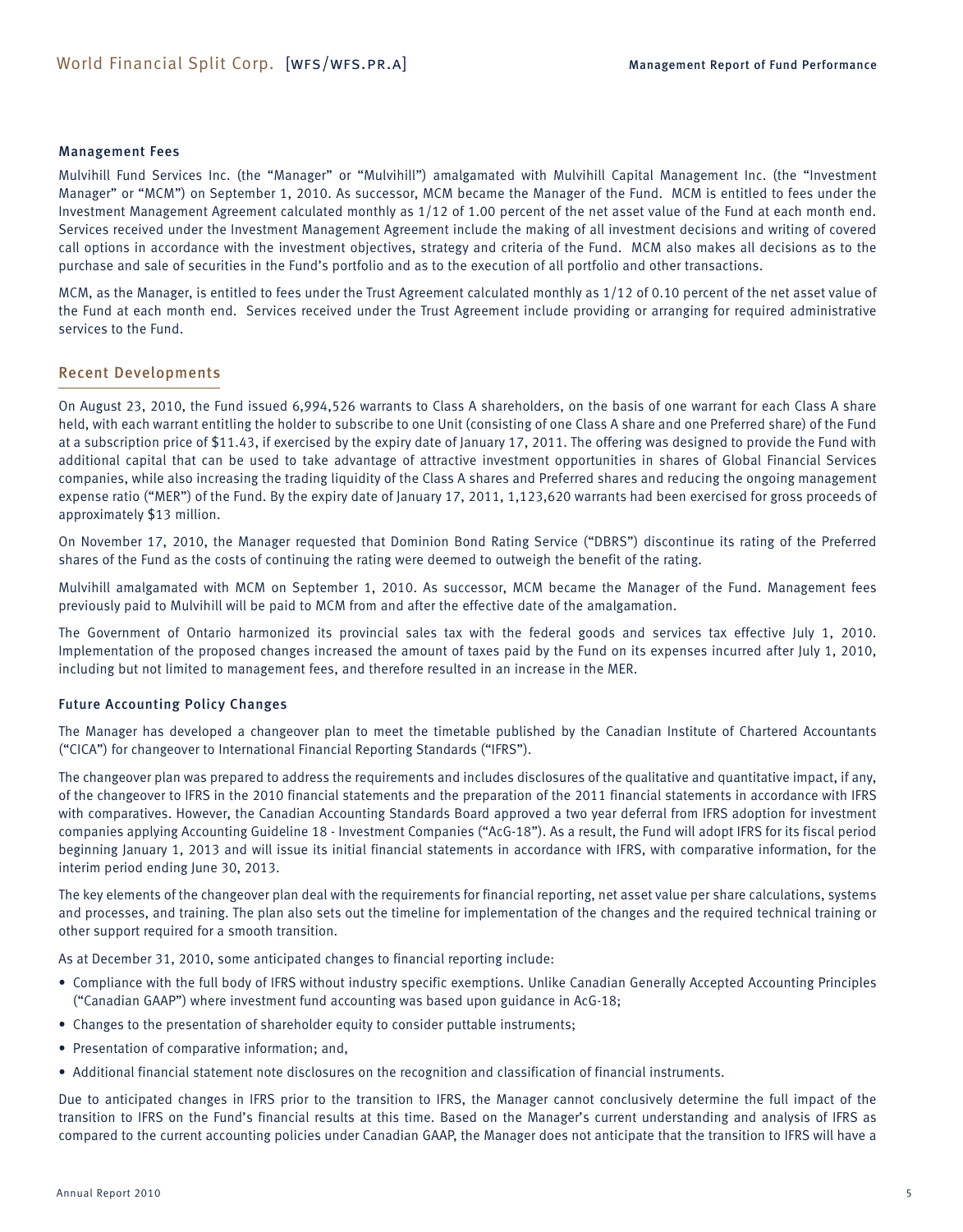### Management Fees

Mulvihill Fund Services Inc. (the "Manager" or "Mulvihill") amalgamated with Mulvihill Capital Management Inc. (the "Investment Manager" or "MCM") on September 1, 2010. As successor, MCM became the Manager of the Fund. MCM is entitled to fees under the Investment Management Agreement calculated monthly as 1/12 of 1.00 percent of the net asset value of the Fund at each month end. Services received under the Investment Management Agreement include the making of all investment decisions and writing of covered call options in accordance with the investment objectives, strategy and criteria of the Fund. MCM also makes all decisions as to the purchase and sale of securities in the Fund's portfolio and as to the execution of all portfolio and other transactions.

MCM, as the Manager, is entitled to fees under the Trust Agreement calculated monthly as 1/12 of 0.10 percent of the net asset value of the Fund at each month end. Services received under the Trust Agreement include providing or arranging for required administrative services to the Fund.

## Recent Developments

On August 23, 2010, the Fund issued 6,994,526 warrants to Class A shareholders, on the basis of one warrant for each Class A share held, with each warrant entitling the holder to subscribe to one Unit (consisting of one Class A share and one Preferred share) of the Fund at a subscription price of $11.43, if exercised by the expiry date of January 17, 2011. The offering was designed to provide the Fund with additional capital that can be used to take advantage of attractive investment opportunities in shares of Global Financial Services companies, while also increasing the trading liquidity of the Class A shares and Preferred shares and reducing the ongoing management expense ratio ("MER") of the Fund. By the expiry date of January 17, 2011, 1,123,620 warrants had been exercised for gross proceeds of approximately $13 million.

On November 17, 2010, the Manager requested that Dominion Bond Rating Service ("DBRS") discontinue its rating of the Preferred shares of the Fund as the costs of continuing the rating were deemed to outweigh the benefit of the rating.

Mulvihill amalgamated with MCM on September 1, 2010. As successor, MCM became the Manager of the Fund. Management fees previously paid to Mulvihill will be paid to MCM from and after the effective date of the amalgamation.

The Government of Ontario harmonized its provincial sales tax with the federal goods and services tax effective July 1, 2010. Implementation of the proposed changes increased the amount of taxes paid by the Fund on its expenses incurred after July 1, 2010, including but not limited to management fees, and therefore resulted in an increase in the MER.

### Future Accounting Policy Changes

The Manager has developed a changeover plan to meet the timetable published by the Canadian Institute of Chartered Accountants ("CICA") for changeover to International Financial Reporting Standards ("IFRS").

The changeover plan was prepared to address the requirements and includes disclosures of the qualitative and quantitative impact, if any, of the changeover to IFRS in the 2010 financial statements and the preparation of the 2011 financial statements in accordance with IFRS with comparatives. However, the Canadian Accounting Standards Board approved a two year deferral from IFRS adoption for investment companies applying Accounting Guideline 18 - Investment Companies ("AcG-18"). As a result, the Fund will adopt IFRS for its fiscal period beginning January 1, 2013 and will issue its initial financial statements in accordance with IFRS, with comparative information, for the interim period ending June 30, 2013.

The key elements of the changeover plan deal with the requirements for financial reporting, net asset value per share calculations, systems and processes, and training. The plan also sets out the timeline for implementation of the changes and the required technical training or other support required for a smooth transition.

As at December 31, 2010, some anticipated changes to financial reporting include:

- Compliance with the full body of IFRS without industry specific exemptions. Unlike Canadian Generally Accepted Accounting Principles ("Canadian GAAP") where investment fund accounting was based upon guidance in AcG-18;
- Changes to the presentation of shareholder equity to consider puttable instruments;
- Presentation of comparative information; and,
- Additional financial statement note disclosures on the recognition and classification of financial instruments.

Due to anticipated changes in IFRS prior to the transition to IFRS, the Manager cannot conclusively determine the full impact of the transition to IFRS on the Fund's financial results at this time. Based on the Manager's current understanding and analysis of IFRS as compared to the current accounting policies under Canadian GAAP, the Manager does not anticipate that the transition to IFRS will have a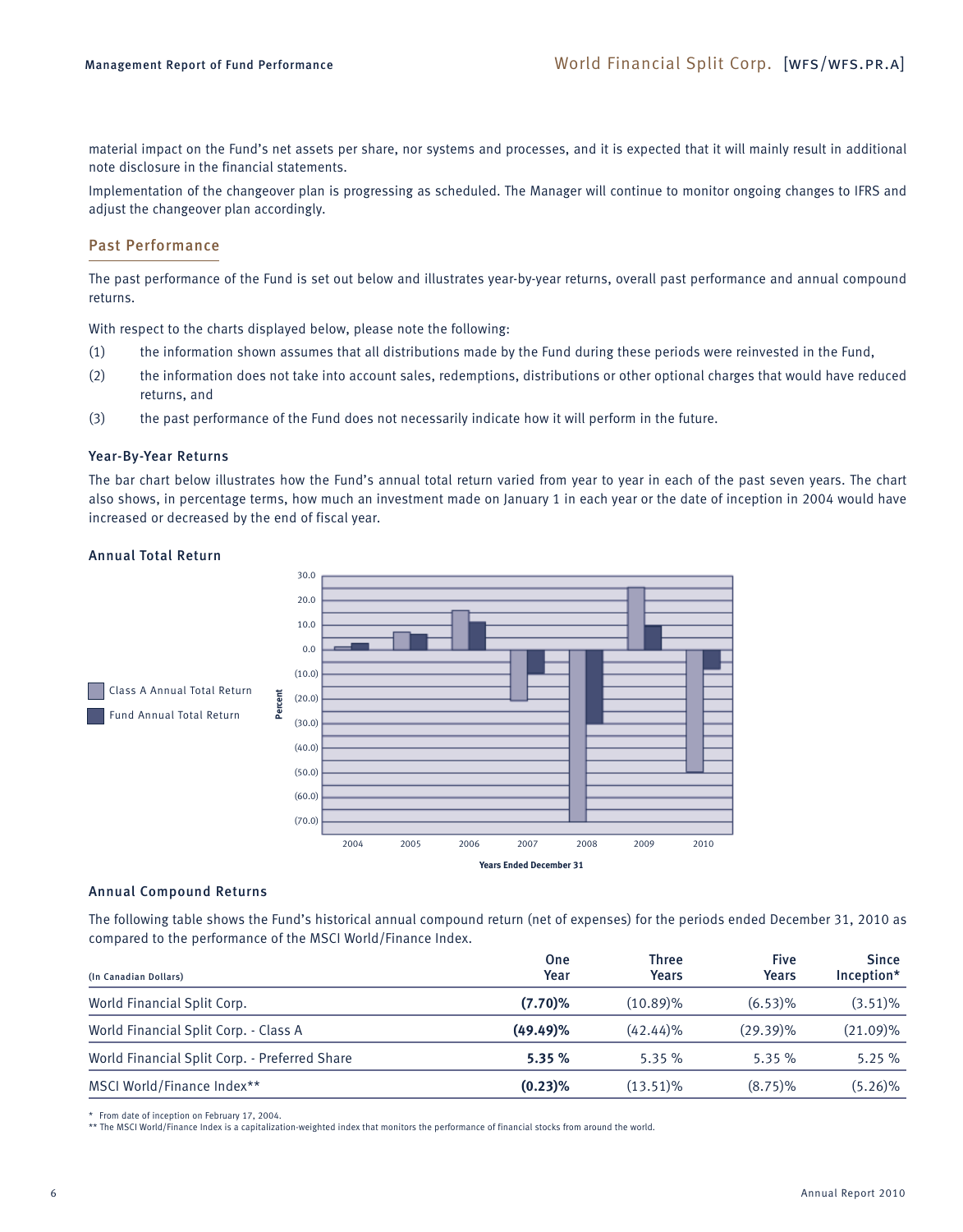material impact on the Fund's net assets per share, nor systems and processes, and it is expected that it will mainly result in additional note disclosure in the financial statements.

Implementation of the changeover plan is progressing as scheduled. The Manager will continue to monitor ongoing changes to IFRS and adjust the changeover plan accordingly.

## Past Performance

The past performance of the Fund is set out below and illustrates year-by-year returns, overall past performance and annual compound returns.

With respect to the charts displayed below, please note the following:

(1) the information shown assumes that all distributions made by the Fund during these periods were reinvested in the Fund,

(2) the information does not take into account sales, redemptions, distributions or other optional charges that would have reduced returns, and

(3) the past performance of the Fund does not necessarily indicate how it will perform in the future.

### Year-By-Year Returns

The bar chart below illustrates how the Fund's annual total return varied from year to year in each of the past seven years. The chart also shows, in percentage terms, how much an investment made on January 1 in each year or the date of inception in 2004 would have increased or decreased by the end of fiscal year.

### Annual Total Return

Class A Annual Total Return

Fund Annual Total Return

Percent

30.0, 20.0, 10.0, 0.0, (10.0), (20.0), (30.0), (40.0), (50.0), (60.0), (70.0)

2004 2005 2006 2007 2008 2009 2010

Years Ended December 31

### Annual Compound Returns

The following table shows the Fund's historical annual compound return (net of expenses) for the periods ended December 31, 2010 as compared to the performance of the MSCI World/Finance Index.

| (In Canadian Dollars) | One Year | Three Years | Five Years | Since Inception* |
|---|---|---|---|---|
| World Financial Split Corp. | **(7.70)%** | (10.89)% | (6.53)% | (3.51)% |
| World Financial Split Corp. - Class A | **(49.49)%** | (42.44)% | (29.39)% | (21.09)% |
| World Financial Split Corp. - Preferred Share | **5.35 %** | 5.35 % | 5.35 % | 5.25 % |
| MSCI World/Finance Index** | **(0.23)%** | (13.51)% | (8.75)% | (5.26)% |

\* From date of inception on February 17, 2004.

** The MSCI World/Finance Index is a capitalization-weighted index that monitors the performance of financial stocks from around the world.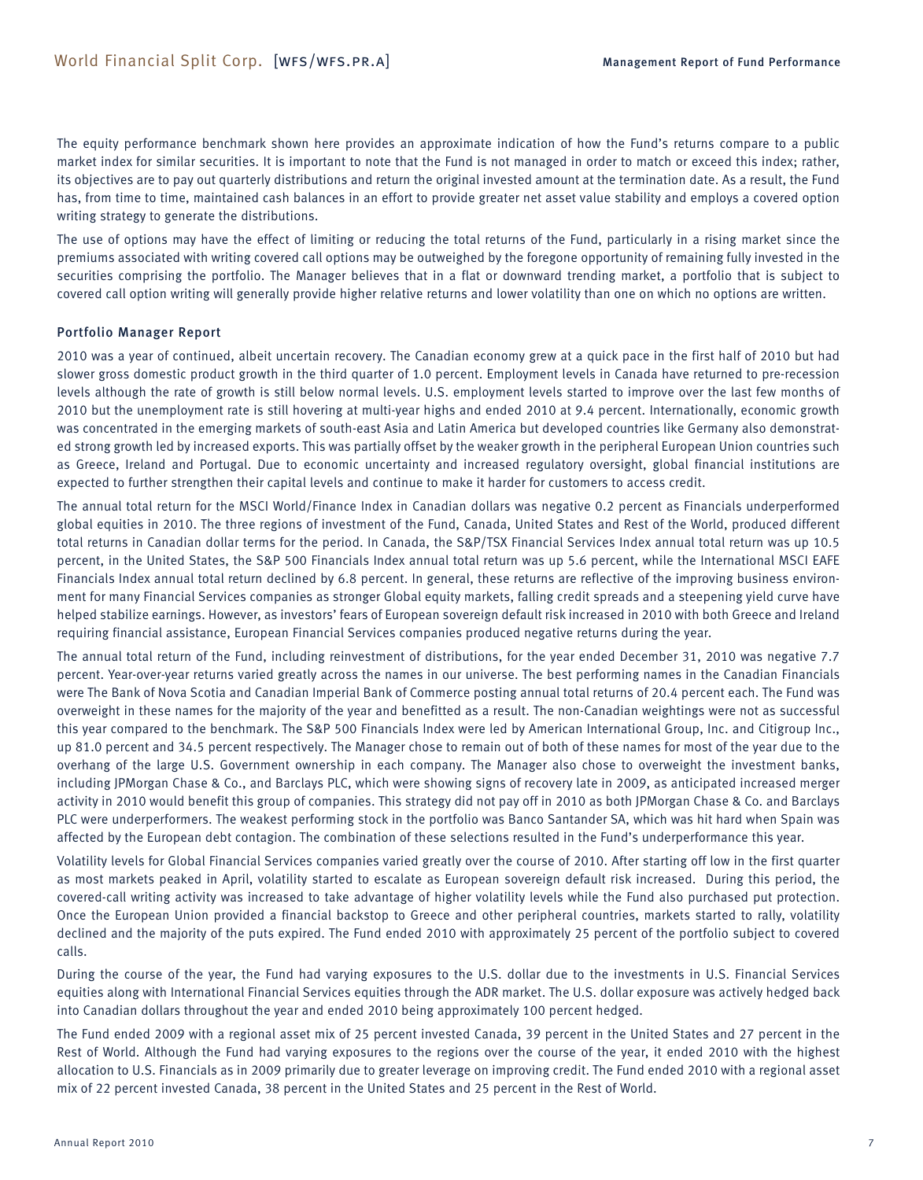The equity performance benchmark shown here provides an approximate indication of how the Fund's returns compare to a public market index for similar securities. It is important to note that the Fund is not managed in order to match or exceed this index; rather, its objectives are to pay out quarterly distributions and return the original invested amount at the termination date. As a result, the Fund has, from time to time, maintained cash balances in an effort to provide greater net asset value stability and employs a covered option writing strategy to generate the distributions.

The use of options may have the effect of limiting or reducing the total returns of the Fund, particularly in a rising market since the premiums associated with writing covered call options may be outweighed by the foregone opportunity of remaining fully invested in the securities comprising the portfolio. The Manager believes that in a flat or downward trending market, a portfolio that is subject to covered call option writing will generally provide higher relative returns and lower volatility than one on which no options are written.

### Portfolio Manager Report

2010 was a year of continued, albeit uncertain recovery. The Canadian economy grew at a quick pace in the first half of 2010 but had slower gross domestic product growth in the third quarter of 1.0 percent. Employment levels in Canada have returned to pre-recession levels although the rate of growth is still below normal levels. U.S. employment levels started to improve over the last few months of 2010 but the unemployment rate is still hovering at multi-year highs and ended 2010 at 9.4 percent. Internationally, economic growth was concentrated in the emerging markets of south-east Asia and Latin America but developed countries like Germany also demonstrated strong growth led by increased exports. This was partially offset by the weaker growth in the peripheral European Union countries such as Greece, Ireland and Portugal. Due to economic uncertainty and increased regulatory oversight, global financial institutions are expected to further strengthen their capital levels and continue to make it harder for customers to access credit.

The annual total return for the MSCI World/Finance Index in Canadian dollars was negative 0.2 percent as Financials underperformed global equities in 2010. The three regions of investment of the Fund, Canada, United States and Rest of the World, produced different total returns in Canadian dollar terms for the period. In Canada, the S&P/TSX Financial Services Index annual total return was up 10.5 percent, in the United States, the S&P 500 Financials Index annual total return was up 5.6 percent, while the International MSCI EAFE Financials Index annual total return declined by 6.8 percent. In general, these returns are reflective of the improving business environment for many Financial Services companies as stronger Global equity markets, falling credit spreads and a steepening yield curve have helped stabilize earnings. However, as investors' fears of European sovereign default risk increased in 2010 with both Greece and Ireland requiring financial assistance, European Financial Services companies produced negative returns during the year.

The annual total return of the Fund, including reinvestment of distributions, for the year ended December 31, 2010 was negative 7.7 percent. Year-over-year returns varied greatly across the names in our universe. The best performing names in the Canadian Financials were The Bank of Nova Scotia and Canadian Imperial Bank of Commerce posting annual total returns of 20.4 percent each. The Fund was overweight in these names for the majority of the year and benefitted as a result. The non-Canadian weightings were not as successful this year compared to the benchmark. The S&P 500 Financials Index were led by American International Group, Inc. and Citigroup Inc., up 81.0 percent and 34.5 percent respectively. The Manager chose to remain out of both of these names for most of the year due to the overhang of the large U.S. Government ownership in each company. The Manager also chose to overweight the investment banks, including JPMorgan Chase & Co., and Barclays PLC, which were showing signs of recovery late in 2009, as anticipated increased merger activity in 2010 would benefit this group of companies. This strategy did not pay off in 2010 as both JPMorgan Chase & Co. and Barclays PLC were underperformers. The weakest performing stock in the portfolio was Banco Santander SA, which was hit hard when Spain was affected by the European debt contagion. The combination of these selections resulted in the Fund's underperformance this year.

Volatility levels for Global Financial Services companies varied greatly over the course of 2010. After starting off low in the first quarter as most markets peaked in April, volatility started to escalate as European sovereign default risk increased. During this period, the covered-call writing activity was increased to take advantage of higher volatility levels while the Fund also purchased put protection. Once the European Union provided a financial backstop to Greece and other peripheral countries, markets started to rally, volatility declined and the majority of the puts expired. The Fund ended 2010 with approximately 25 percent of the portfolio subject to covered calls.

During the course of the year, the Fund had varying exposures to the U.S. dollar due to the investments in U.S. Financial Services equities along with International Financial Services equities through the ADR market. The U.S. dollar exposure was actively hedged back into Canadian dollars throughout the year and ended 2010 being approximately 100 percent hedged.

The Fund ended 2009 with a regional asset mix of 25 percent invested Canada, 39 percent in the United States and 27 percent in the Rest of World. Although the Fund had varying exposures to the regions over the course of the year, it ended 2010 with the highest allocation to U.S. Financials as in 2009 primarily due to greater leverage on improving credit. The Fund ended 2010 with a regional asset mix of 22 percent invested Canada, 38 percent in the United States and 25 percent in the Rest of World.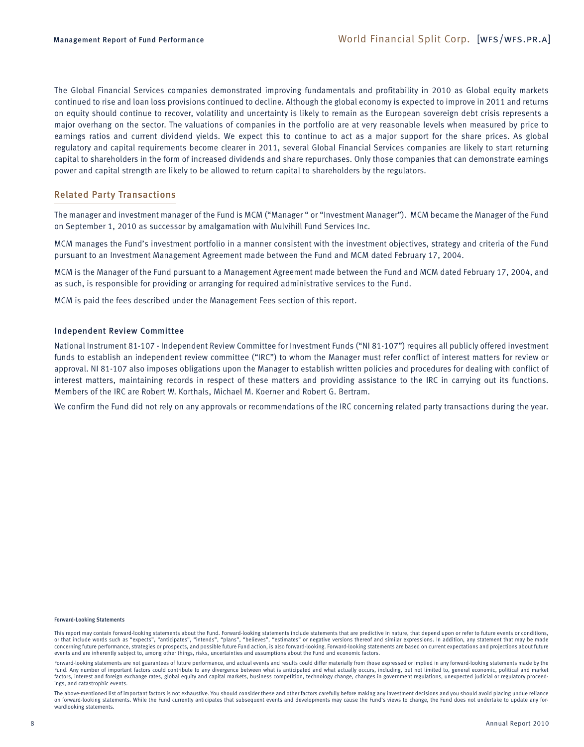The Global Financial Services companies demonstrated improving fundamentals and profitability in 2010 as Global equity markets continued to rise and loan loss provisions continued to decline. Although the global economy is expected to improve in 2011 and returns on equity should continue to recover, volatility and uncertainty is likely to remain as the European sovereign debt crisis represents a major overhang on the sector. The valuations of companies in the portfolio are at very reasonable levels when measured by price to earnings ratios and current dividend yields. We expect this to continue to act as a major support for the share prices. As global regulatory and capital requirements become clearer in 2011, several Global Financial Services companies are likely to start returning capital to shareholders in the form of increased dividends and share repurchases. Only those companies that can demonstrate earnings power and capital strength are likely to be allowed to return capital to shareholders by the regulators.

## Related Party Transactions

The manager and investment manager of the Fund is MCM ("Manager " or "Investment Manager"). MCM became the Manager of the Fund on September 1, 2010 as successor by amalgamation with Mulvihill Fund Services Inc.

MCM manages the Fund's investment portfolio in a manner consistent with the investment objectives, strategy and criteria of the Fund pursuant to an Investment Management Agreement made between the Fund and MCM dated February 17, 2004.

MCM is the Manager of the Fund pursuant to a Management Agreement made between the Fund and MCM dated February 17, 2004, and as such, is responsible for providing or arranging for required administrative services to the Fund.

MCM is paid the fees described under the Management Fees section of this report.

### Independent Review Committee

National Instrument 81-107 - Independent Review Committee for Investment Funds ("NI 81-107") requires all publicly offered investment funds to establish an independent review committee ("IRC") to whom the Manager must refer conflict of interest matters for review or approval. NI 81-107 also imposes obligations upon the Manager to establish written policies and procedures for dealing with conflict of interest matters, maintaining records in respect of these matters and providing assistance to the IRC in carrying out its functions. Members of the IRC are Robert W. Korthals, Michael M. Koerner and Robert G. Bertram.

We confirm the Fund did not rely on any approvals or recommendations of the IRC concerning related party transactions during the year.

**Forward-Looking Statements**

This report may contain forward-looking statements about the Fund. Forward-looking statements include statements that are predictive in nature, that depend upon or refer to future events or conditions, or that include words such as "expects", "anticipates", "intends", "plans", "believes", "estimates" or negative versions thereof and similar expressions. In addition, any statement that may be made concerning future performance, strategies or prospects, and possible future Fund action, is also forward-looking. Forward-looking statements are based on current expectations and projections about future events and are inherently subject to, among other things, risks, uncertainties and assumptions about the Fund and economic factors.

Forward-looking statements are not guarantees of future performance, and actual events and results could differ materially from those expressed or implied in any forward-looking statements made by the Fund. Any number of important factors could contribute to any divergence between what is anticipated and what actually occurs, including, but not limited to, general economic, political and market factors, interest and foreign exchange rates, global equity and capital markets, business competition, technology change, changes in government regulations, unexpected judicial or regulatory proceedings, and catastrophic events.

The above-mentioned list of important factors is not exhaustive. You should consider these and other factors carefully before making any investment decisions and you should avoid placing undue reliance on forward-looking statements. While the Fund currently anticipates that subsequent events and developments may cause the Fund's views to change, the Fund does not undertake to update any forwardlooking statements.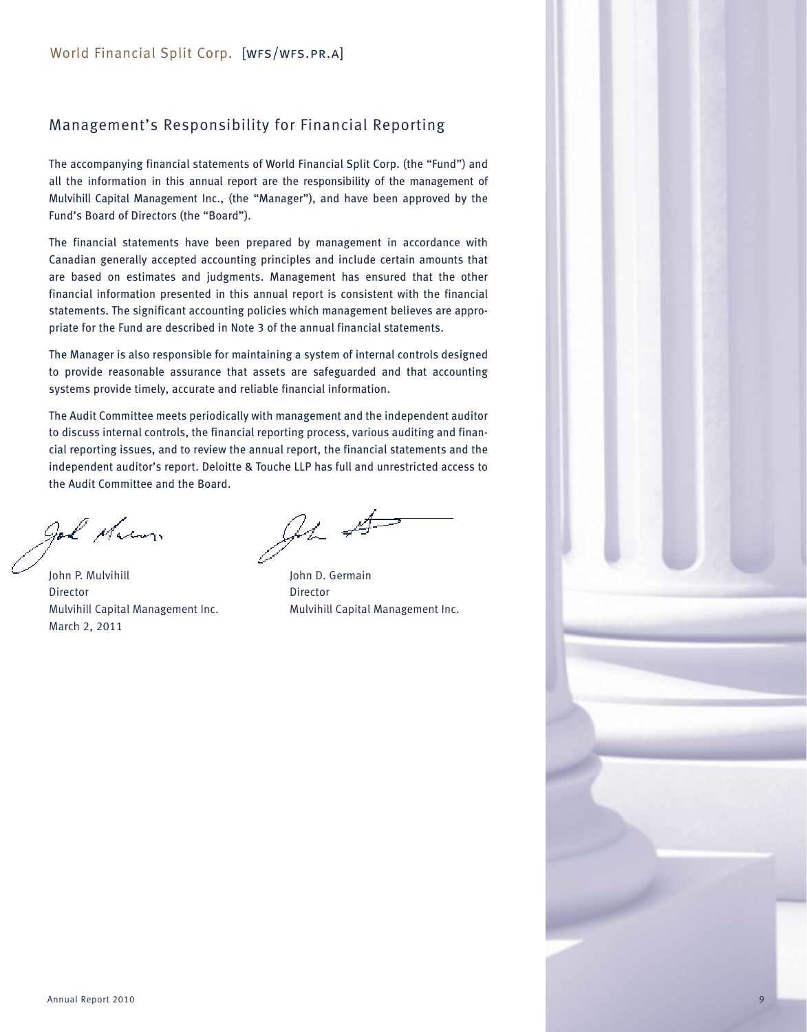## Management's Responsibility for Financial Reporting

The accompanying financial statements of World Financial Split Corp. (the "Fund") and all the information in this annual report are the responsibility of the management of Mulvihill Capital Management Inc., (the "Manager"), and have been approved by the Fund's Board of Directors (the "Board").

The financial statements have been prepared by management in accordance with Canadian generally accepted accounting principles and include certain amounts that are based on estimates and judgments. Management has ensured that the other financial information presented in this annual report is consistent with the financial statements. The significant accounting policies which management believes are appropriate for the Fund are described in Note 3 of the annual financial statements.

The Manager is also responsible for maintaining a system of internal controls designed to provide reasonable assurance that assets are safeguarded and that accounting systems provide timely, accurate and reliable financial information.

The Audit Committee meets periodically with management and the independent auditor to discuss internal controls, the financial reporting process, various auditing and financial reporting issues, and to review the annual report, the financial statements and the independent auditor's report. Deloitte & Touche LLP has full and unrestricted access to the Audit Committee and the Board.

John P. Mulvihill
Director
Mulvihill Capital Management Inc.
March 2, 2011

John D. Germain
Director
Mulvihill Capital Management Inc.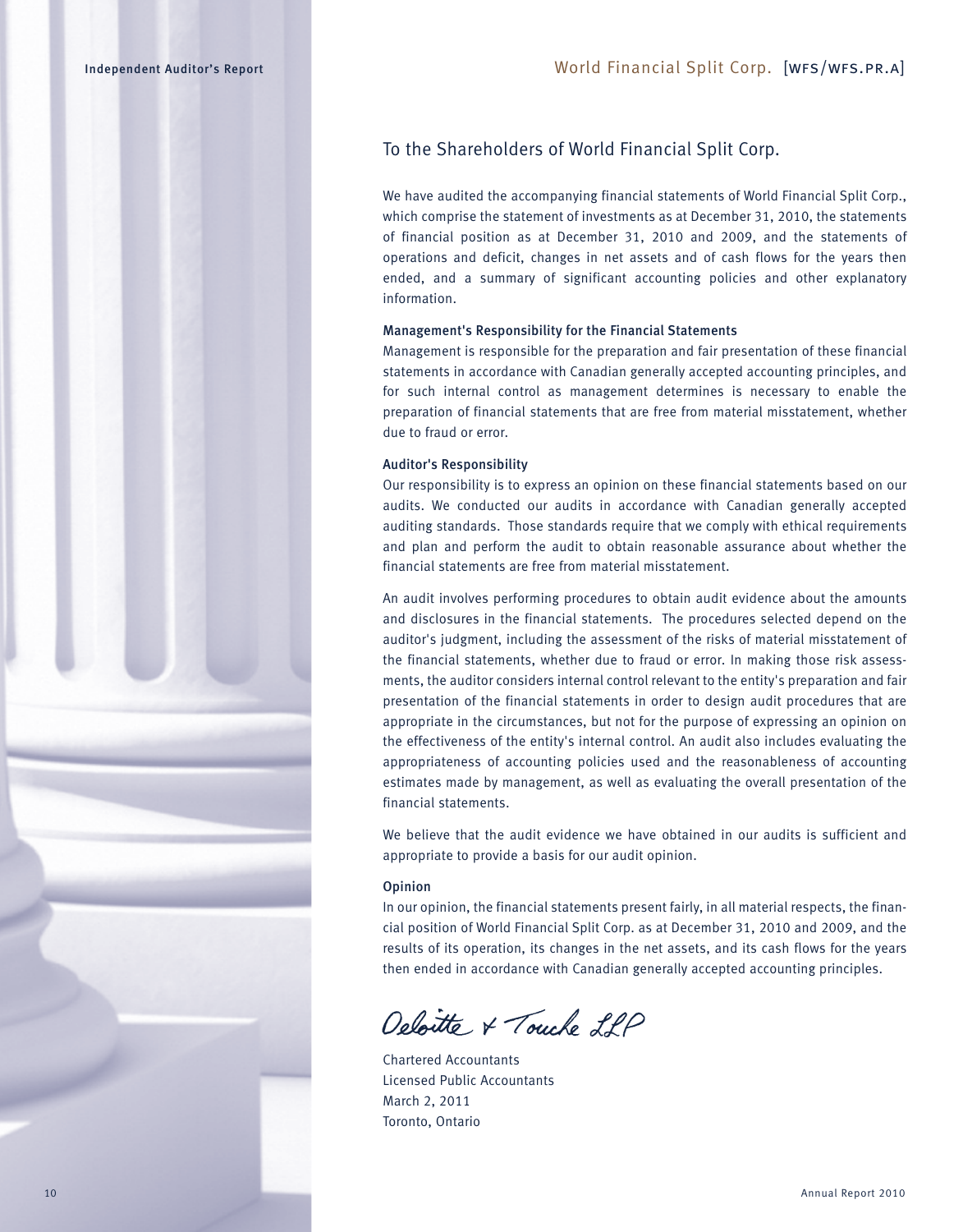# To the Shareholders of World Financial Split Corp.

We have audited the accompanying financial statements of World Financial Split Corp., which comprise the statement of investments as at December 31, 2010, the statements of financial position as at December 31, 2010 and 2009, and the statements of operations and deficit, changes in net assets and of cash flows for the years then ended, and a summary of significant accounting policies and other explanatory information.

**Management's Responsibility for the Financial Statements**

Management is responsible for the preparation and fair presentation of these financial statements in accordance with Canadian generally accepted accounting principles, and for such internal control as management determines is necessary to enable the preparation of financial statements that are free from material misstatement, whether due to fraud or error.

**Auditor's Responsibility**

Our responsibility is to express an opinion on these financial statements based on our audits. We conducted our audits in accordance with Canadian generally accepted auditing standards. Those standards require that we comply with ethical requirements and plan and perform the audit to obtain reasonable assurance about whether the financial statements are free from material misstatement.

An audit involves performing procedures to obtain audit evidence about the amounts and disclosures in the financial statements. The procedures selected depend on the auditor's judgment, including the assessment of the risks of material misstatement of the financial statements, whether due to fraud or error. In making those risk assessments, the auditor considers internal control relevant to the entity's preparation and fair presentation of the financial statements in order to design audit procedures that are appropriate in the circumstances, but not for the purpose of expressing an opinion on the effectiveness of the entity's internal control. An audit also includes evaluating the appropriateness of accounting policies used and the reasonableness of accounting estimates made by management, as well as evaluating the overall presentation of the financial statements.

We believe that the audit evidence we have obtained in our audits is sufficient and appropriate to provide a basis for our audit opinion.

**Opinion**

In our opinion, the financial statements present fairly, in all material respects, the financial position of World Financial Split Corp. as at December 31, 2010 and 2009, and the results of its operation, its changes in the net assets, and its cash flows for the years then ended in accordance with Canadian generally accepted accounting principles.

Deloitte & Touche LLP

Chartered Accountants
Licensed Public Accountants
March 2, 2011
Toronto, Ontario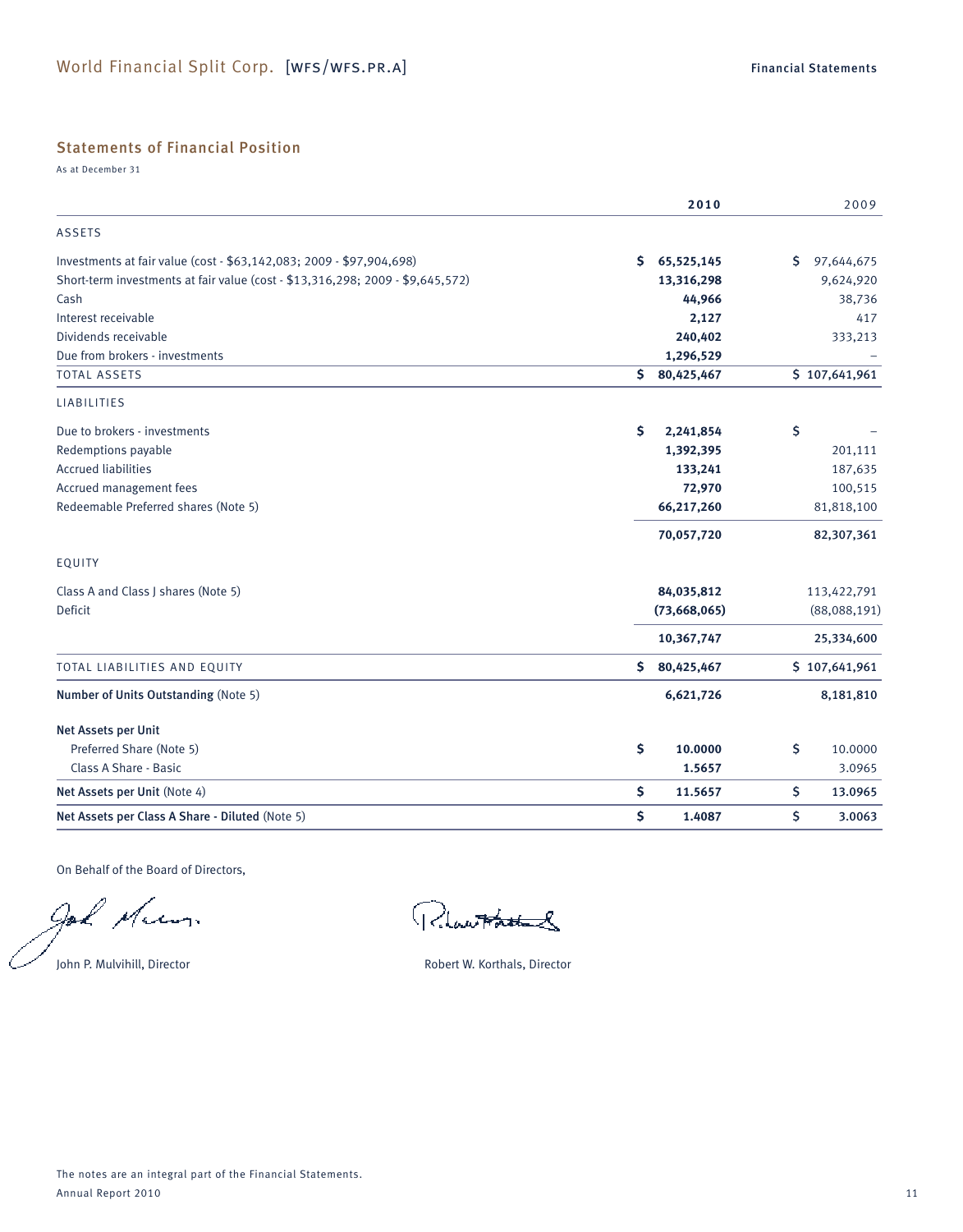## Statements of Financial Position

As at December 31

| | 2010 | 2009 |
|---|---|---|
| **ASSETS** | | |
| Investments at fair value (cost - $63,142,083; 2009 - $97,904,698) | $ 65,525,145 | $ 97,644,675 |
| Short-term investments at fair value (cost - $13,316,298; 2009 - $9,645,572) | 13,316,298 | 9,624,920 |
| Cash | 44,966 | 38,736 |
| Interest receivable | 2,127 | 417 |
| Dividends receivable | 240,402 | 333,213 |
| Due from brokers - investments | 1,296,529 | – |
| TOTAL ASSETS | $ 80,425,467 | $ 107,641,961 |
| **LIABILITIES** | | |
| Due to brokers - investments | $ 2,241,854 | $ – |
| Redemptions payable | 1,392,395 | 201,111 |
| Accrued liabilities | 133,241 | 187,635 |
| Accrued management fees | 72,970 | 100,515 |
| Redeemable Preferred shares (Note 5) | 66,217,260 | 81,818,100 |
| | 70,057,720 | 82,307,361 |
| **EQUITY** | | |
| Class A and Class J shares (Note 5) | 84,035,812 | 113,422,791 |
| Deficit | (73,668,065) | (88,088,191) |
| | 10,367,747 | 25,334,600 |
| TOTAL LIABILITIES AND EQUITY | $ 80,425,467 | $ 107,641,961 |
| **Number of Units Outstanding** (Note 5) | 6,621,726 | 8,181,810 |
| **Net Assets per Unit** | | |
| Preferred Share (Note 5) | $ 10.0000 | $ 10.0000 |
| Class A Share - Basic | 1.5657 | 3.0965 |
| **Net Assets per Unit** (Note 4) | $ 11.5657 | $ 13.0965 |
| **Net Assets per Class A Share - Diluted** (Note 5) | $ 1.4087 | $ 3.0063 |

On Behalf of the Board of Directors,

John P. Mulvihill, Director

Robert W. Korthals, Director

The notes are an integral part of the Financial Statements.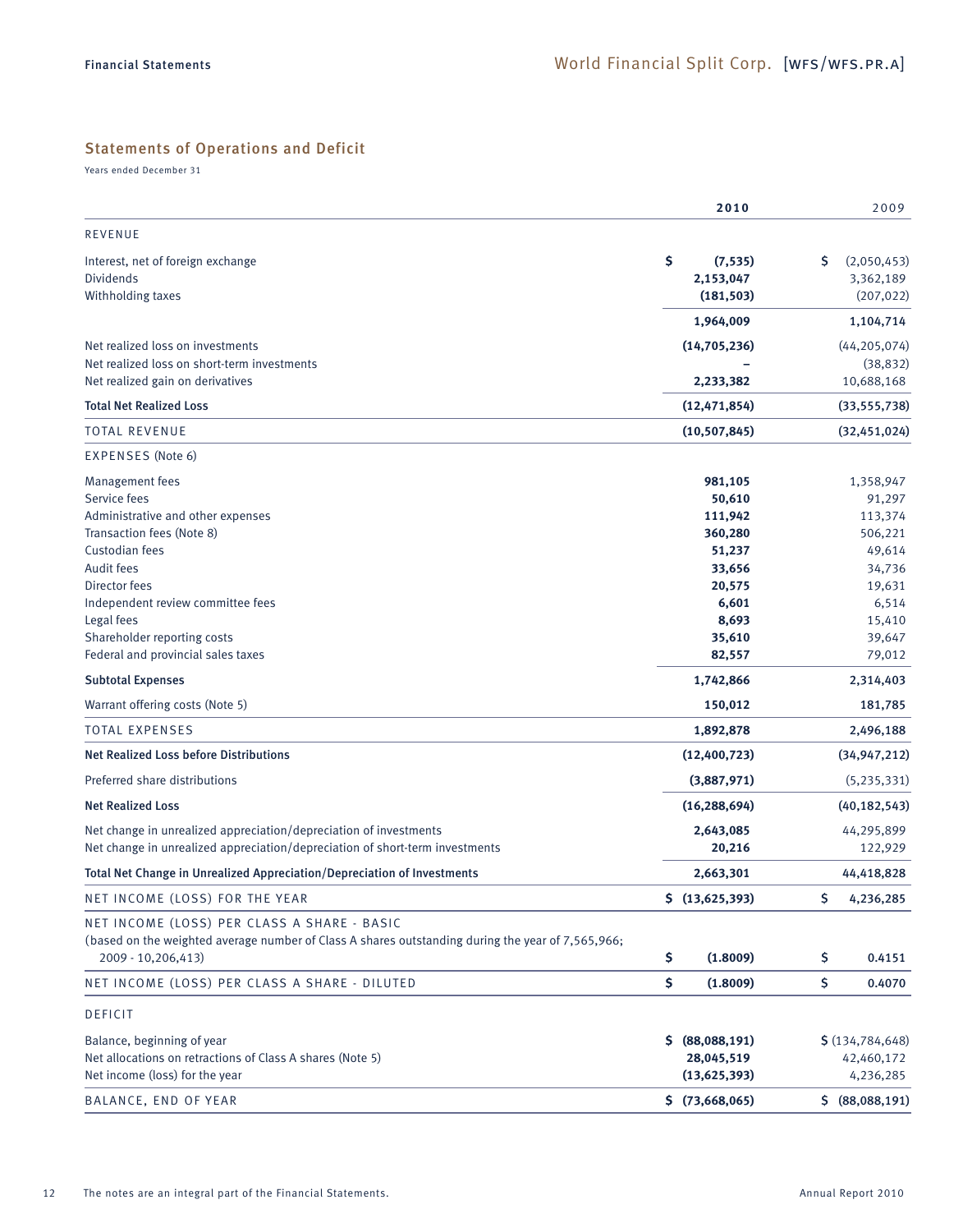## Statements of Operations and Deficit

Years ended December 31

| | 2010 | 2009 |
|---|---|---|
| REVENUE | | |
| Interest, net of foreign exchange | $ (7,535) | $ (2,050,453) |
| Dividends | 2,153,047 | 3,362,189 |
| Withholding taxes | (181,503) | (207,022) |
| | 1,964,009 | 1,104,714 |
| Net realized loss on investments | (14,705,236) | (44,205,074) |
| Net realized loss on short-term investments | – | (38,832) |
| Net realized gain on derivatives | 2,233,382 | 10,688,168 |
| **Total Net Realized Loss** | (12,471,854) | (33,555,738) |
| TOTAL REVENUE | (10,507,845) | (32,451,024) |
| EXPENSES (Note 6) | | |
| Management fees | 981,105 | 1,358,947 |
| Service fees | 50,610 | 91,297 |
| Administrative and other expenses | 111,942 | 113,374 |
| Transaction fees (Note 8) | 360,280 | 506,221 |
| Custodian fees | 51,237 | 49,614 |
| Audit fees | 33,656 | 34,736 |
| Director fees | 20,575 | 19,631 |
| Independent review committee fees | 6,601 | 6,514 |
| Legal fees | 8,693 | 15,410 |
| Shareholder reporting costs | 35,610 | 39,647 |
| Federal and provincial sales taxes | 82,557 | 79,012 |
| **Subtotal Expenses** | 1,742,866 | 2,314,403 |
| Warrant offering costs (Note 5) | 150,012 | 181,785 |
| TOTAL EXPENSES | 1,892,878 | 2,496,188 |
| **Net Realized Loss before Distributions** | (12,400,723) | (34,947,212) |
| Preferred share distributions | (3,887,971) | (5,235,331) |
| **Net Realized Loss** | (16,288,694) | (40,182,543) |
| Net change in unrealized appreciation/depreciation of investments | 2,643,085 | 44,295,899 |
| Net change in unrealized appreciation/depreciation of short-term investments | 20,216 | 122,929 |
| **Total Net Change in Unrealized Appreciation/Depreciation of Investments** | 2,663,301 | 44,418,828 |
| NET INCOME (LOSS) FOR THE YEAR | $ (13,625,393) | $ 4,236,285 |
| NET INCOME (LOSS) PER CLASS A SHARE - BASIC (based on the weighted average number of Class A shares outstanding during the year of 7,565,966; 2009 - 10,206,413) | $ (1.8009) | $ 0.4151 |
| NET INCOME (LOSS) PER CLASS A SHARE - DILUTED | $ (1.8009) | $ 0.4070 |
| DEFICIT | | |
| Balance, beginning of year | $ (88,088,191) | $ (134,784,648) |
| Net allocations on retractions of Class A shares (Note 5) | 28,045,519 | 42,460,172 |
| Net income (loss) for the year | (13,625,393) | 4,236,285 |
| BALANCE, END OF YEAR | $ (73,668,065) | $ (88,088,191) |

The notes are an integral part of the Financial Statements.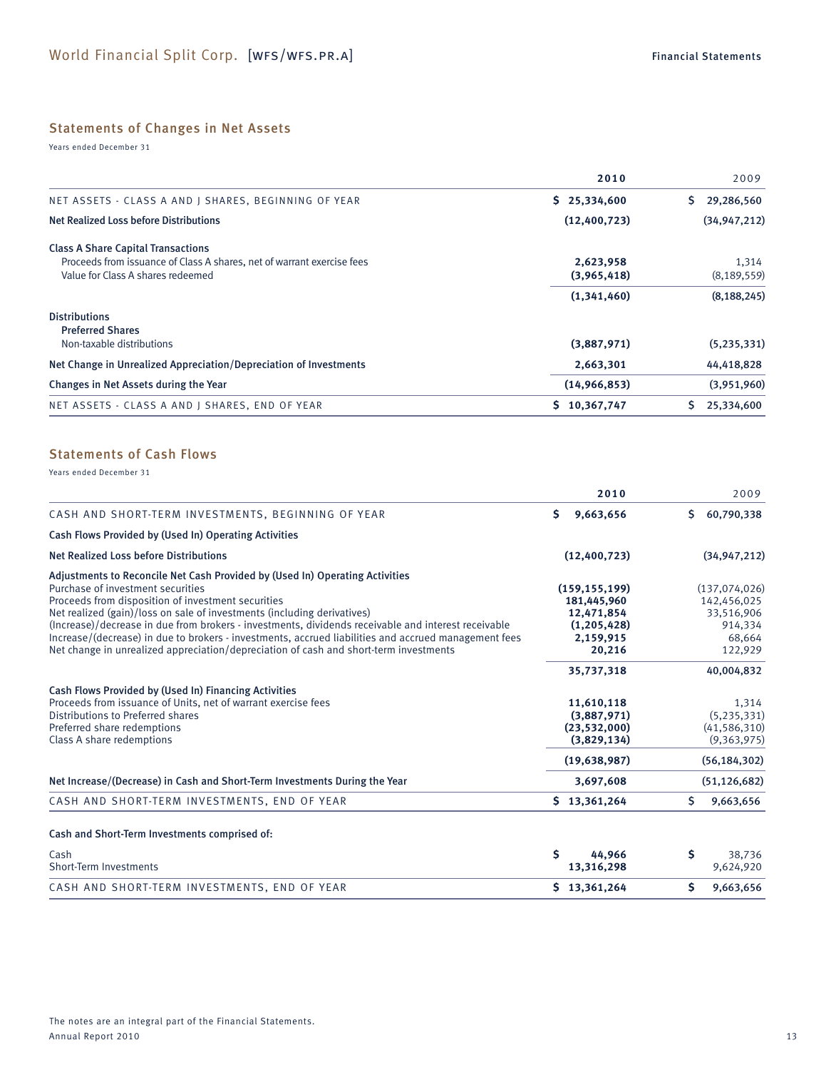## Statements of Changes in Net Assets

Years ended December 31

| | 2010 | 2009 |
|---|---|---|
| NET ASSETS - CLASS A AND J SHARES, BEGINNING OF YEAR | $ 25,334,600 | $ 29,286,560 |
| **Net Realized Loss before Distributions** | (12,400,723) | (34,947,212) |
| **Class A Share Capital Transactions** | | |
| Proceeds from issuance of Class A shares, net of warrant exercise fees | 2,623,958 | 1,314 |
| Value for Class A shares redeemed | (3,965,418) | (8,189,559) |
| | (1,341,460) | (8,188,245) |
| **Distributions** | | |
| **Preferred Shares** | | |
| Non-taxable distributions | (3,887,971) | (5,235,331) |
| **Net Change in Unrealized Appreciation/Depreciation of Investments** | 2,663,301 | 44,418,828 |
| **Changes in Net Assets during the Year** | (14,966,853) | (3,951,960) |
| NET ASSETS - CLASS A AND J SHARES, END OF YEAR | $ 10,367,747 | $ 25,334,600 |

## Statements of Cash Flows

Years ended December 31

| | 2010 | 2009 |
|---|---|---|
| CASH AND SHORT-TERM INVESTMENTS, BEGINNING OF YEAR | $ 9,663,656 | $ 60,790,338 |
| **Cash Flows Provided by (Used In) Operating Activities** | | |
| **Net Realized Loss before Distributions** | (12,400,723) | (34,947,212) |
| **Adjustments to Reconcile Net Cash Provided by (Used In) Operating Activities** | | |
| Purchase of investment securities | (159,155,199) | (137,074,026) |
| Proceeds from disposition of investment securities | 181,445,960 | 142,456,025 |
| Net realized (gain)/loss on sale of investments (including derivatives) | 12,471,854 | 33,516,906 |
| (Increase)/decrease in due from brokers - investments, dividends receivable and interest receivable | (1,205,428) | 914,334 |
| Increase/(decrease) in due to brokers - investments, accrued liabilities and accrued management fees | 2,159,915 | 68,664 |
| Net change in unrealized appreciation/depreciation of cash and short-term investments | 20,216 | 122,929 |
| | 35,737,318 | 40,004,832 |
| **Cash Flows Provided by (Used In) Financing Activities** | | |
| Proceeds from issuance of Units, net of warrant exercise fees | 11,610,118 | 1,314 |
| Distributions to Preferred shares | (3,887,971) | (5,235,331) |
| Preferred share redemptions | (23,532,000) | (41,586,310) |
| Class A share redemptions | (3,829,134) | (9,363,975) |
| | (19,638,987) | (56,184,302) |
| **Net Increase/(Decrease) in Cash and Short-Term Investments During the Year** | 3,697,608 | (51,126,682) |
| CASH AND SHORT-TERM INVESTMENTS, END OF YEAR | $ 13,361,264 | $ 9,663,656 |
| **Cash and Short-Term Investments comprised of:** | | |
| Cash | $ 44,966 | $ 38,736 |
| Short-Term Investments | 13,316,298 | 9,624,920 |
| CASH AND SHORT-TERM INVESTMENTS, END OF YEAR | $ 13,361,264 | $ 9,663,656 |

The notes are an integral part of the Financial Statements.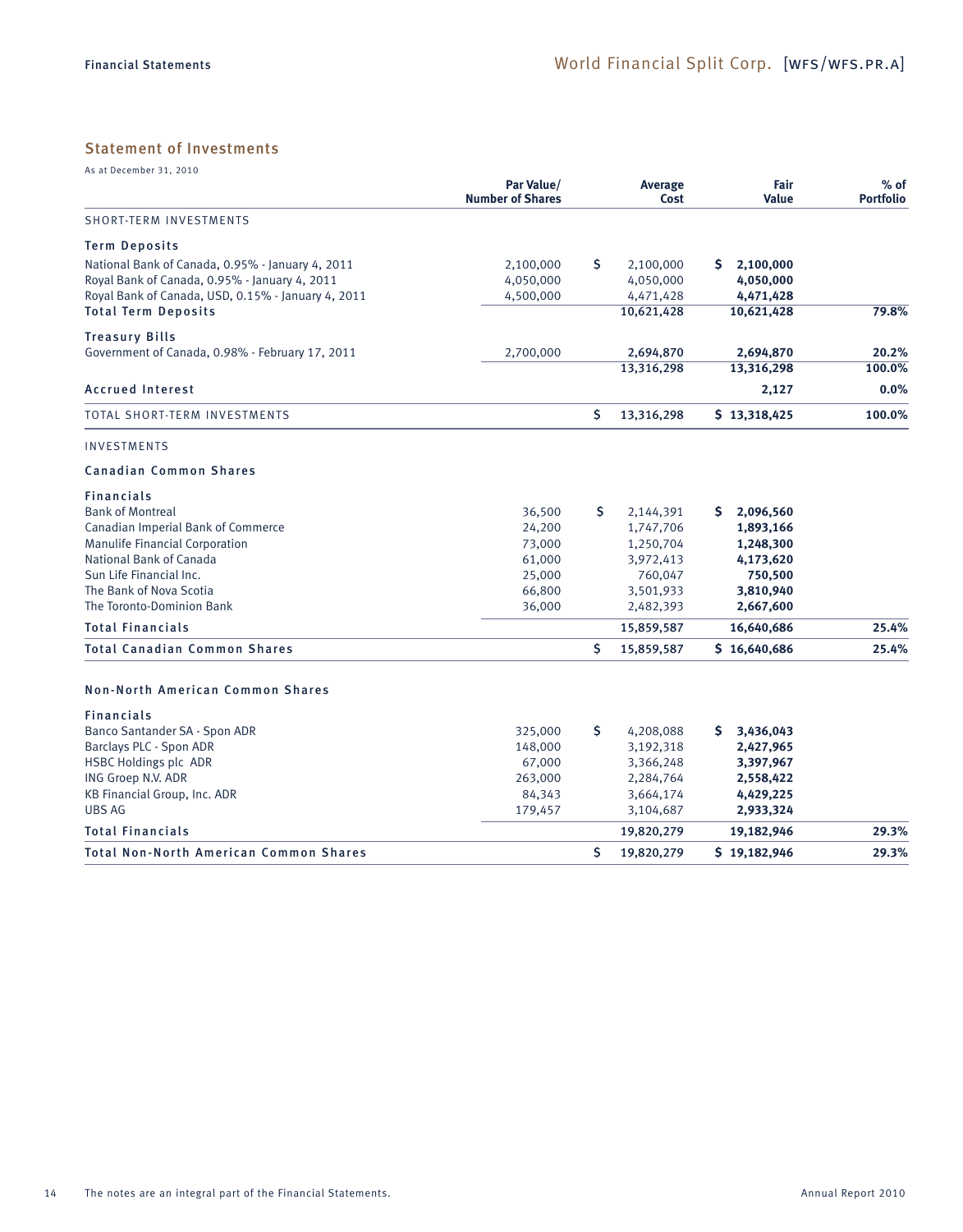## Statement of Investments

As at December 31, 2010

| | Par Value/ Number of Shares | Average Cost | Fair Value | % of Portfolio |
|---|---|---|---|---|
| SHORT-TERM INVESTMENTS | | | | |
| **Term Deposits** | | | | |
| National Bank of Canada, 0.95% - January 4, 2011 | 2,100,000 | $ 2,100,000 | $ **2,100,000** | |
| Royal Bank of Canada, 0.95% - January 4, 2011 | 4,050,000 | 4,050,000 | **4,050,000** | |
| Royal Bank of Canada, USD, 0.15% - January 4, 2011 | 4,500,000 | 4,471,428 | **4,471,428** | |
| **Total Term Deposits** | | **10,621,428** | **10,621,428** | **79.8%** |
| **Treasury Bills** | | | | |
| Government of Canada, 0.98% - February 17, 2011 | 2,700,000 | **2,694,870** | **2,694,870** | **20.2%** |
| | | **13,316,298** | **13,316,298** | **100.0%** |
| **Accrued Interest** | | | **2,127** | **0.0%** |
| TOTAL SHORT-TERM INVESTMENTS | | $ **13,316,298** | $ **13,318,425** | **100.0%** |
| INVESTMENTS | | | | |
| **Canadian Common Shares** | | | | |
| **Financials** | | | | |
| Bank of Montreal | 36,500 | $ 2,144,391 | $ **2,096,560** | |
| Canadian Imperial Bank of Commerce | 24,200 | 1,747,706 | **1,893,166** | |
| Manulife Financial Corporation | 73,000 | 1,250,704 | **1,248,300** | |
| National Bank of Canada | 61,000 | 3,972,413 | **4,173,620** | |
| Sun Life Financial Inc. | 25,000 | 760,047 | **750,500** | |
| The Bank of Nova Scotia | 66,800 | 3,501,933 | **3,810,940** | |
| The Toronto-Dominion Bank | 36,000 | 2,482,393 | **2,667,600** | |
| **Total Financials** | | **15,859,587** | **16,640,686** | **25.4%** |
| **Total Canadian Common Shares** | | $ **15,859,587** | $ **16,640,686** | **25.4%** |
| **Non-North American Common Shares** | | | | |
| **Financials** | | | | |
| Banco Santander SA - Spon ADR | 325,000 | $ 4,208,088 | $ **3,436,043** | |
| Barclays PLC - Spon ADR | 148,000 | 3,192,318 | **2,427,965** | |
| HSBC Holdings plc ADR | 67,000 | 3,366,248 | **3,397,967** | |
| ING Groep N.V. ADR | 263,000 | 2,284,764 | **2,558,422** | |
| KB Financial Group, Inc. ADR | 84,343 | 3,664,174 | **4,429,225** | |
| UBS AG | 179,457 | 3,104,687 | **2,933,324** | |
| **Total Financials** | | **19,820,279** | **19,182,946** | **29.3%** |
| **Total Non-North American Common Shares** | | $ **19,820,279** | $ **19,182,946** | **29.3%** |

The notes are an integral part of the Financial Statements.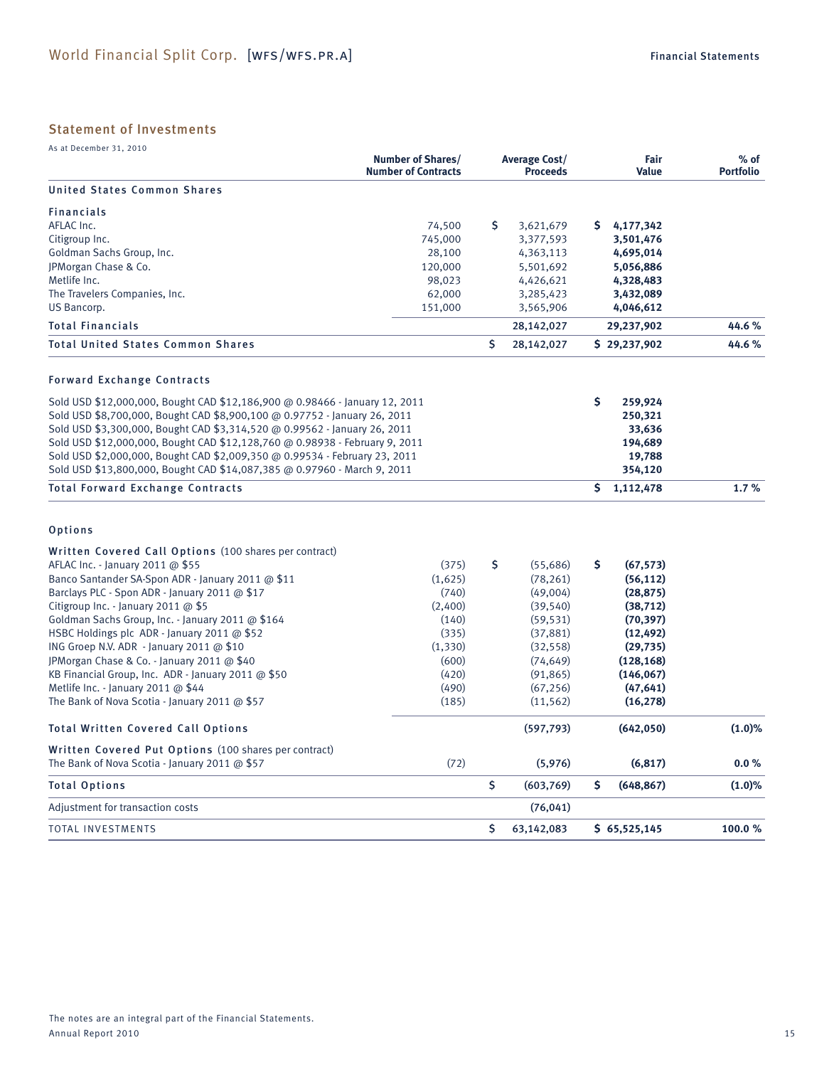## Statement of Investments

As at December 31, 2010

| | Number of Shares/ Number of Contracts | Average Cost/ Proceeds | Fair Value | % of Portfolio |
|---|---|---|---|---|
| **United States Common Shares** | | | | |
| **Financials** | | | | |
| AFLAC Inc. | 74,500 | $ 3,621,679 | **$ 4,177,342** | |
| Citigroup Inc. | 745,000 | 3,377,593 | **3,501,476** | |
| Goldman Sachs Group, Inc. | 28,100 | 4,363,113 | **4,695,014** | |
| JPMorgan Chase & Co. | 120,000 | 5,501,692 | **5,056,886** | |
| Metlife Inc. | 98,023 | 4,426,621 | **4,328,483** | |
| The Travelers Companies, Inc. | 62,000 | 3,285,423 | **3,432,089** | |
| US Bancorp. | 151,000 | 3,565,906 | **4,046,612** | |
| **Total Financials** | | **28,142,027** | **29,237,902** | **44.6 %** |
| **Total United States Common Shares** | | **$ 28,142,027** | **$ 29,237,902** | **44.6 %** |
| **Forward Exchange Contracts** | | | | |
| Sold USD $12,000,000, Bought CAD $12,186,900 @ 0.98466 - January 12, 2011 | | | **$ 259,924** | |
| Sold USD $8,700,000, Bought CAD $8,900,100 @ 0.97752 - January 26, 2011 | | | **250,321** | |
| Sold USD $3,300,000, Bought CAD $3,314,520 @ 0.99562 - January 26, 2011 | | | **33,636** | |
| Sold USD $12,000,000, Bought CAD $12,128,760 @ 0.98938 - February 9, 2011 | | | **194,689** | |
| Sold USD $2,000,000, Bought CAD $2,009,350 @ 0.99534 - February 23, 2011 | | | **19,788** | |
| Sold USD $13,800,000, Bought CAD $14,087,385 @ 0.97960 - March 9, 2011 | | | **354,120** | |
| **Total Forward Exchange Contracts** | | | **$ 1,112,478** | **1.7 %** |
| **Options** | | | | |
| **Written Covered Call Options** (100 shares per contract) | | | | |
| AFLAC Inc. - January 2011 @ $55 | (375) | $ (55,686) | **$ (67,573)** | |
| Banco Santander SA-Spon ADR - January 2011 @ $11 | (1,625) | (78,261) | **(56,112)** | |
| Barclays PLC - Spon ADR - January 2011 @ $17 | (740) | (49,004) | **(28,875)** | |
| Citigroup Inc. - January 2011 @ $5 | (2,400) | (39,540) | **(38,712)** | |
| Goldman Sachs Group, Inc. - January 2011 @ $164 | (140) | (59,531) | **(70,397)** | |
| HSBC Holdings plc ADR - January 2011 @ $52 | (335) | (37,881) | **(12,492)** | |
| ING Groep N.V. ADR - January 2011 @ $10 | (1,330) | (32,558) | **(29,735)** | |
| JPMorgan Chase & Co. - January 2011 @ $40 | (600) | (74,649) | **(128,168)** | |
| KB Financial Group, Inc. ADR - January 2011 @ $50 | (420) | (91,865) | **(146,067)** | |
| Metlife Inc. - January 2011 @ $44 | (490) | (67,256) | **(47,641)** | |
| The Bank of Nova Scotia - January 2011 @ $57 | (185) | (11,562) | **(16,278)** | |
| **Total Written Covered Call Options** | | **(597,793)** | **(642,050)** | **(1.0)%** |
| **Written Covered Put Options** (100 shares per contract) | | | | |
| The Bank of Nova Scotia - January 2011 @ $57 | (72) | **(5,976)** | **(6,817)** | **0.0 %** |
| **Total Options** | | **$ (603,769)** | **$ (648,867)** | **(1.0)%** |
| Adjustment for transaction costs | | **(76,041)** | | |
| TOTAL INVESTMENTS | | **$ 63,142,083** | **$ 65,525,145** | **100.0 %** |

The notes are an integral part of the Financial Statements.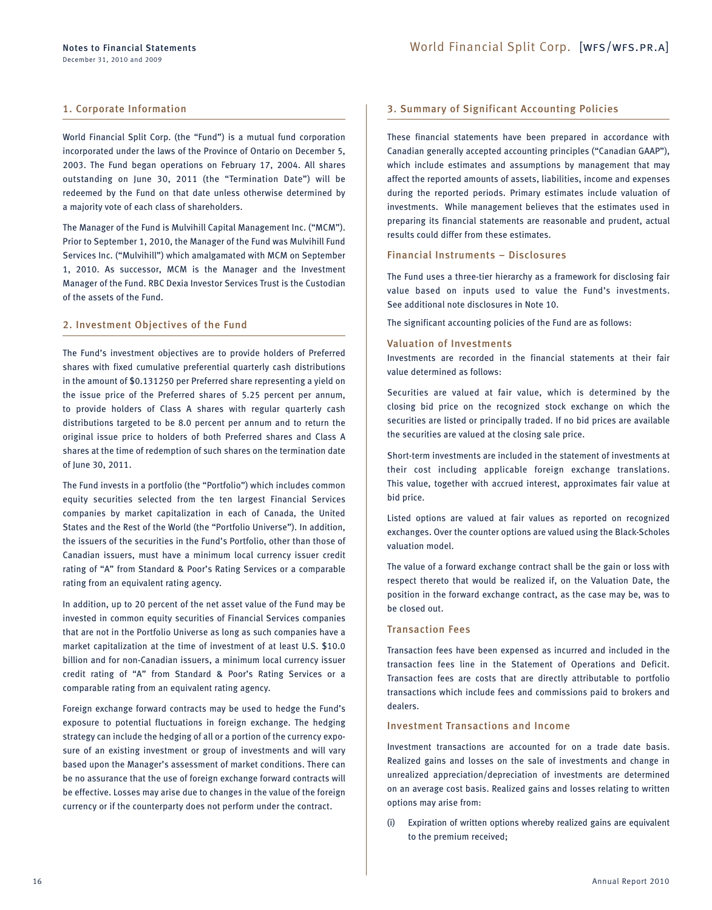## 1. Corporate Information

World Financial Split Corp. (the "Fund") is a mutual fund corporation incorporated under the laws of the Province of Ontario on December 5, 2003. The Fund began operations on February 17, 2004. All shares outstanding on June 30, 2011 (the "Termination Date") will be redeemed by the Fund on that date unless otherwise determined by a majority vote of each class of shareholders.

The Manager of the Fund is Mulvihill Capital Management Inc. ("MCM"). Prior to September 1, 2010, the Manager of the Fund was Mulvihill Fund Services Inc. ("Mulvihill") which amalgamated with MCM on September 1, 2010. As successor, MCM is the Manager and the Investment Manager of the Fund. RBC Dexia Investor Services Trust is the Custodian of the assets of the Fund.

## 2. Investment Objectives of the Fund

The Fund's investment objectives are to provide holders of Preferred shares with fixed cumulative preferential quarterly cash distributions in the amount of $0.131250 per Preferred share representing a yield on the issue price of the Preferred shares of 5.25 percent per annum, to provide holders of Class A shares with regular quarterly cash distributions targeted to be 8.0 percent per annum and to return the original issue price to holders of both Preferred shares and Class A shares at the time of redemption of such shares on the termination date of June 30, 2011.

The Fund invests in a portfolio (the "Portfolio") which includes common equity securities selected from the ten largest Financial Services companies by market capitalization in each of Canada, the United States and the Rest of the World (the "Portfolio Universe"). In addition, the issuers of the securities in the Fund's Portfolio, other than those of Canadian issuers, must have a minimum local currency issuer credit rating of "A" from Standard & Poor's Rating Services or a comparable rating from an equivalent rating agency.

In addition, up to 20 percent of the net asset value of the Fund may be invested in common equity securities of Financial Services companies that are not in the Portfolio Universe as long as such companies have a market capitalization at the time of investment of at least U.S. $10.0 billion and for non-Canadian issuers, a minimum local currency issuer credit rating of "A" from Standard & Poor's Rating Services or a comparable rating from an equivalent rating agency.

Foreign exchange forward contracts may be used to hedge the Fund's exposure to potential fluctuations in foreign exchange. The hedging strategy can include the hedging of all or a portion of the currency exposure of an existing investment or group of investments and will vary based upon the Manager's assessment of market conditions. There can be no assurance that the use of foreign exchange forward contracts will be effective. Losses may arise due to changes in the value of the foreign currency or if the counterparty does not perform under the contract.

## 3. Summary of Significant Accounting Policies

These financial statements have been prepared in accordance with Canadian generally accepted accounting principles ("Canadian GAAP"), which include estimates and assumptions by management that may affect the reported amounts of assets, liabilities, income and expenses during the reported periods. Primary estimates include valuation of investments. While management believes that the estimates used in preparing its financial statements are reasonable and prudent, actual results could differ from these estimates.

### Financial Instruments – Disclosures

The Fund uses a three-tier hierarchy as a framework for disclosing fair value based on inputs used to value the Fund's investments. See additional note disclosures in Note 10.

The significant accounting policies of the Fund are as follows:

### Valuation of Investments

Investments are recorded in the financial statements at their fair value determined as follows:

Securities are valued at fair value, which is determined by the closing bid price on the recognized stock exchange on which the securities are listed or principally traded. If no bid prices are available the securities are valued at the closing sale price.

Short-term investments are included in the statement of investments at their cost including applicable foreign exchange translations. This value, together with accrued interest, approximates fair value at bid price.

Listed options are valued at fair values as reported on recognized exchanges. Over the counter options are valued using the Black-Scholes valuation model.

The value of a forward exchange contract shall be the gain or loss with respect thereto that would be realized if, on the Valuation Date, the position in the forward exchange contract, as the case may be, was to be closed out.

### Transaction Fees

Transaction fees have been expensed as incurred and included in the transaction fees line in the Statement of Operations and Deficit. Transaction fees are costs that are directly attributable to portfolio transactions which include fees and commissions paid to brokers and dealers.

### Investment Transactions and Income

Investment transactions are accounted for on a trade date basis. Realized gains and losses on the sale of investments and change in unrealized appreciation/depreciation of investments are determined on an average cost basis. Realized gains and losses relating to written options may arise from:

(i) Expiration of written options whereby realized gains are equivalent to the premium received;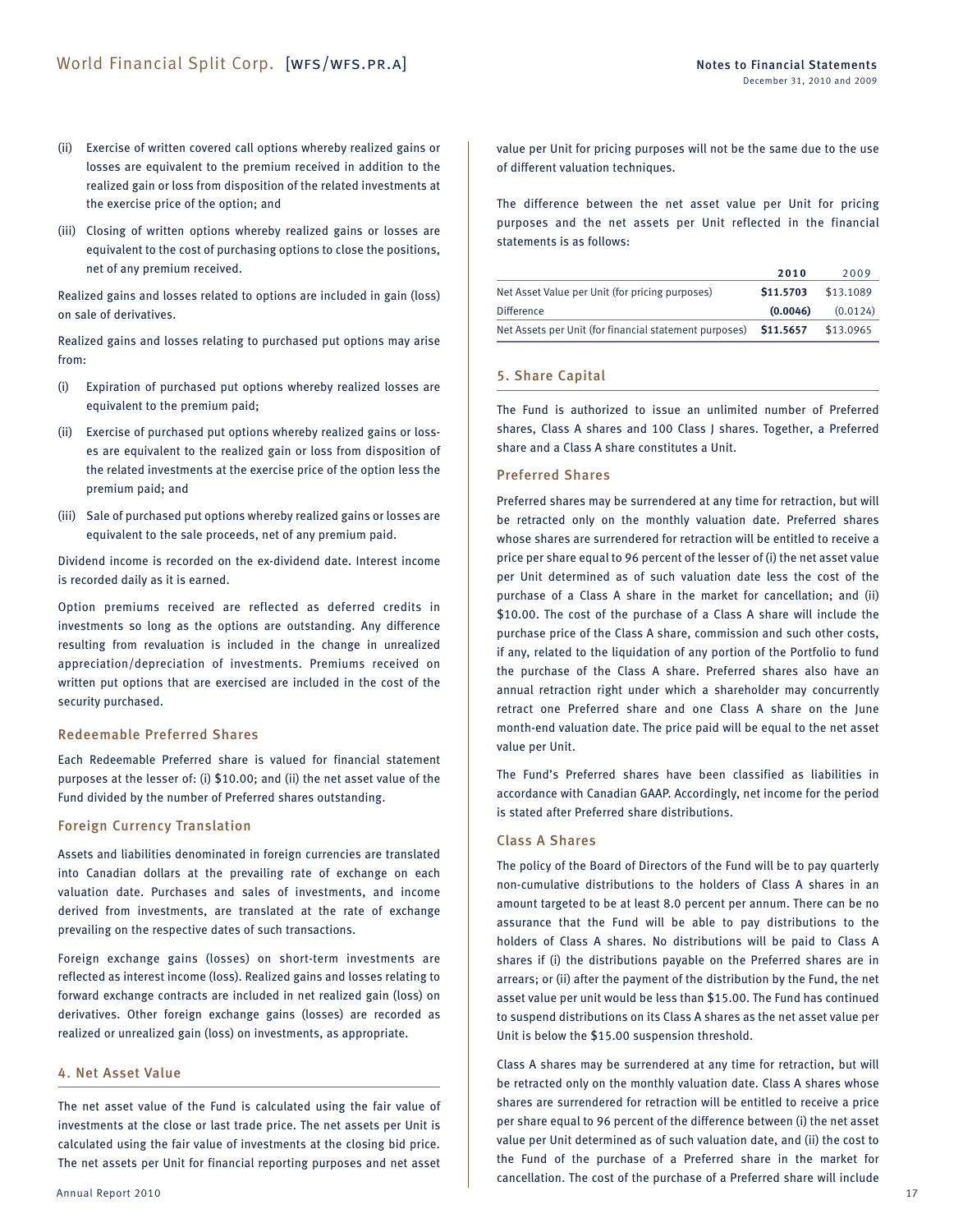(ii) Exercise of written covered call options whereby realized gains or losses are equivalent to the premium received in addition to the realized gain or loss from disposition of the related investments at the exercise price of the option; and

(iii) Closing of written options whereby realized gains or losses are equivalent to the cost of purchasing options to close the positions, net of any premium received.

Realized gains and losses related to options are included in gain (loss) on sale of derivatives.

Realized gains and losses relating to purchased put options may arise from:

(i) Expiration of purchased put options whereby realized losses are equivalent to the premium paid;

(ii) Exercise of purchased put options whereby realized gains or losses are equivalent to the realized gain or loss from disposition of the related investments at the exercise price of the option less the premium paid; and

(iii) Sale of purchased put options whereby realized gains or losses are equivalent to the sale proceeds, net of any premium paid.

Dividend income is recorded on the ex-dividend date. Interest income is recorded daily as it is earned.

Option premiums received are reflected as deferred credits in investments so long as the options are outstanding. Any difference resulting from revaluation is included in the change in unrealized appreciation/depreciation of investments. Premiums received on written put options that are exercised are included in the cost of the security purchased.

### Redeemable Preferred Shares

Each Redeemable Preferred share is valued for financial statement purposes at the lesser of: (i) $10.00; and (ii) the net asset value of the Fund divided by the number of Preferred shares outstanding.

### Foreign Currency Translation

Assets and liabilities denominated in foreign currencies are translated into Canadian dollars at the prevailing rate of exchange on each valuation date. Purchases and sales of investments, and income derived from investments, are translated at the rate of exchange prevailing on the respective dates of such transactions.

Foreign exchange gains (losses) on short-term investments are reflected as interest income (loss). Realized gains and losses relating to forward exchange contracts are included in net realized gain (loss) on derivatives. Other foreign exchange gains (losses) are recorded as realized or unrealized gain (loss) on investments, as appropriate.

## 4. Net Asset Value

The net asset value of the Fund is calculated using the fair value of investments at the close or last trade price. The net assets per Unit is calculated using the fair value of investments at the closing bid price. The net assets per Unit for financial reporting purposes and net asset value per Unit for pricing purposes will not be the same due to the use of different valuation techniques.

The difference between the net asset value per Unit for pricing purposes and the net assets per Unit reflected in the financial statements is as follows:

| | **2010** | 2009 |
|---|---|---|
| Net Asset Value per Unit (for pricing purposes) | **$11.5703** | $13.1089 |
| Difference | **(0.0046)** | (0.0124) |
| Net Assets per Unit (for financial statement purposes) | **$11.5657** | $13.0965 |

## 5. Share Capital

The Fund is authorized to issue an unlimited number of Preferred shares, Class A shares and 100 Class J shares. Together, a Preferred share and a Class A share constitutes a Unit.

### Preferred Shares

Preferred shares may be surrendered at any time for retraction, but will be retracted only on the monthly valuation date. Preferred shares whose shares are surrendered for retraction will be entitled to receive a price per share equal to 96 percent of the lesser of (i) the net asset value per Unit determined as of such valuation date less the cost of the purchase of a Class A share in the market for cancellation; and (ii) $10.00. The cost of the purchase of a Class A share will include the purchase price of the Class A share, commission and such other costs, if any, related to the liquidation of any portion of the Portfolio to fund the purchase of the Class A share. Preferred shares also have an annual retraction right under which a shareholder may concurrently retract one Preferred share and one Class A share on the June month-end valuation date. The price paid will be equal to the net asset value per Unit.

The Fund's Preferred shares have been classified as liabilities in accordance with Canadian GAAP. Accordingly, net income for the period is stated after Preferred share distributions.

### Class A Shares

The policy of the Board of Directors of the Fund will be to pay quarterly non-cumulative distributions to the holders of Class A shares in an amount targeted to be at least 8.0 percent per annum. There can be no assurance that the Fund will be able to pay distributions to the holders of Class A shares. No distributions will be paid to Class A shares if (i) the distributions payable on the Preferred shares are in arrears; or (ii) after the payment of the distribution by the Fund, the net asset value per unit would be less than $15.00. The Fund has continued to suspend distributions on its Class A shares as the net asset value per Unit is below the $15.00 suspension threshold.

Class A shares may be surrendered at any time for retraction, but will be retracted only on the monthly valuation date. Class A shares whose shares are surrendered for retraction will be entitled to receive a price per share equal to 96 percent of the difference between (i) the net asset value per Unit determined as of such valuation date, and (ii) the cost to the Fund of the purchase of a Preferred share in the market for cancellation. The cost of the purchase of a Preferred share will include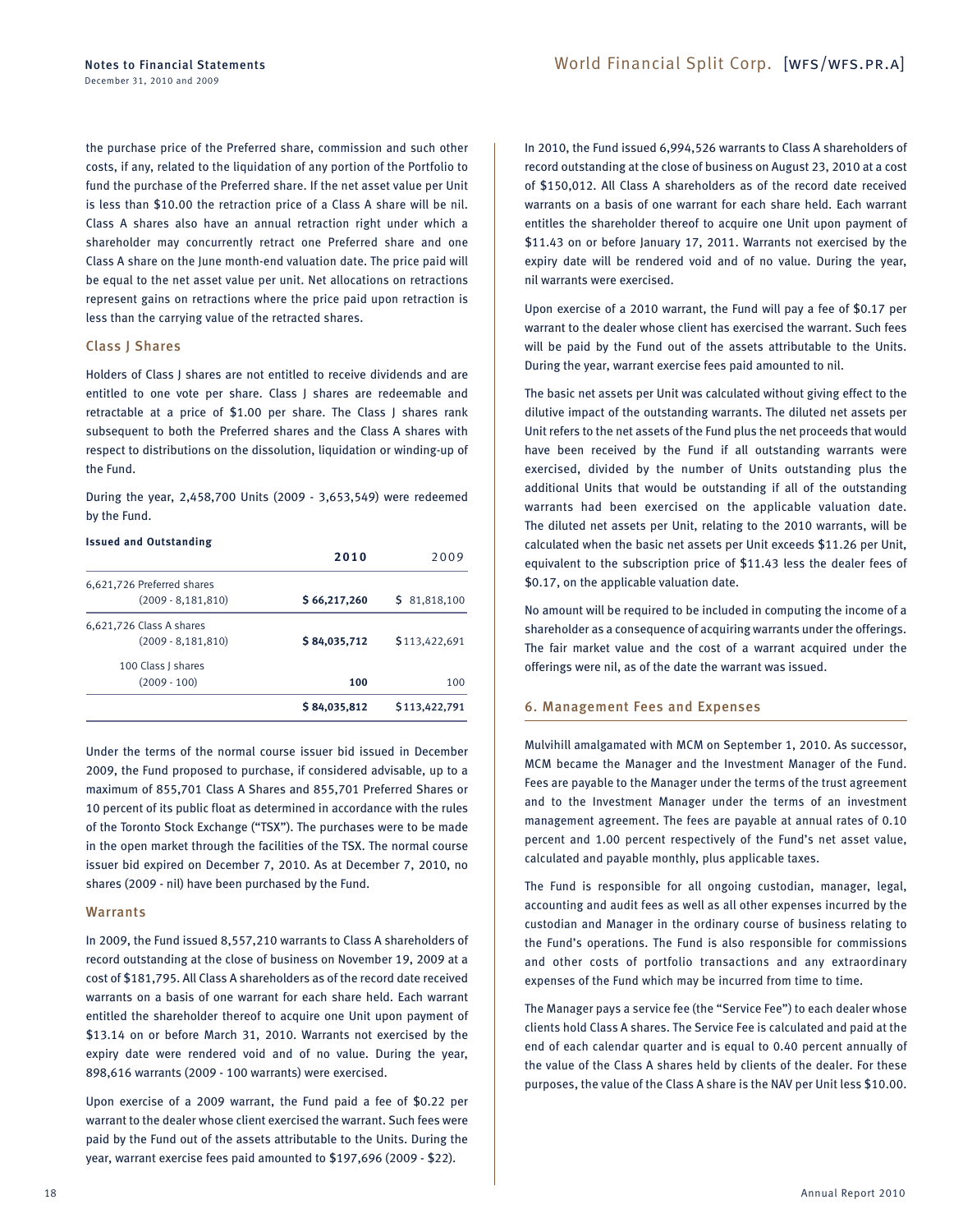the purchase price of the Preferred share, commission and such other costs, if any, related to the liquidation of any portion of the Portfolio to fund the purchase of the Preferred share. If the net asset value per Unit is less than $10.00 the retraction price of a Class A share will be nil. Class A shares also have an annual retraction right under which a shareholder may concurrently retract one Preferred share and one Class A share on the June month-end valuation date. The price paid will be equal to the net asset value per unit. Net allocations on retractions represent gains on retractions where the price paid upon retraction is less than the carrying value of the retracted shares.

### Class J Shares

Holders of Class J shares are not entitled to receive dividends and are entitled to one vote per share. Class J shares are redeemable and retractable at a price of $1.00 per share. The Class J shares rank subsequent to both the Preferred shares and the Class A shares with respect to distributions on the dissolution, liquidation or winding-up of the Fund.

During the year, 2,458,700 Units (2009 - 3,653,549) were redeemed by the Fund.

**Issued and Outstanding**

| | 2010 | 2009 |
|---|---|---|
| 6,621,726 Preferred shares (2009 - 8,181,810) | $ 66,217,260 | $ 81,818,100 |
| 6,621,726 Class A shares (2009 - 8,181,810) | $ 84,035,712 | $113,422,691 |
| 100 Class J shares (2009 - 100) | 100 | 100 |
| | $ 84,035,812 | $113,422,791 |

Under the terms of the normal course issuer bid issued in December 2009, the Fund proposed to purchase, if considered advisable, up to a maximum of 855,701 Class A Shares and 855,701 Preferred Shares or 10 percent of its public float as determined in accordance with the rules of the Toronto Stock Exchange ("TSX"). The purchases were to be made in the open market through the facilities of the TSX. The normal course issuer bid expired on December 7, 2010. As at December 7, 2010, no shares (2009 - nil) have been purchased by the Fund.

### Warrants

In 2009, the Fund issued 8,557,210 warrants to Class A shareholders of record outstanding at the close of business on November 19, 2009 at a cost of $181,795. All Class A shareholders as of the record date received warrants on a basis of one warrant for each share held. Each warrant entitled the shareholder thereof to acquire one Unit upon payment of $13.14 on or before March 31, 2010. Warrants not exercised by the expiry date were rendered void and of no value. During the year, 898,616 warrants (2009 - 100 warrants) were exercised.

Upon exercise of a 2009 warrant, the Fund paid a fee of $0.22 per warrant to the dealer whose client exercised the warrant. Such fees were paid by the Fund out of the assets attributable to the Units. During the year, warrant exercise fees paid amounted to $197,696 (2009 - $22).

In 2010, the Fund issued 6,994,526 warrants to Class A shareholders of record outstanding at the close of business on August 23, 2010 at a cost of $150,012. All Class A shareholders as of the record date received warrants on a basis of one warrant for each share held. Each warrant entitles the shareholder thereof to acquire one Unit upon payment of $11.43 on or before January 17, 2011. Warrants not exercised by the expiry date will be rendered void and of no value. During the year, nil warrants were exercised.

Upon exercise of a 2010 warrant, the Fund will pay a fee of $0.17 per warrant to the dealer whose client has exercised the warrant. Such fees will be paid by the Fund out of the assets attributable to the Units. During the year, warrant exercise fees paid amounted to nil.

The basic net assets per Unit was calculated without giving effect to the dilutive impact of the outstanding warrants. The diluted net assets per Unit refers to the net assets of the Fund plus the net proceeds that would have been received by the Fund if all outstanding warrants were exercised, divided by the number of Units outstanding plus the additional Units that would be outstanding if all of the outstanding warrants had been exercised on the applicable valuation date. The diluted net assets per Unit, relating to the 2010 warrants, will be calculated when the basic net assets per Unit exceeds $11.26 per Unit, equivalent to the subscription price of $11.43 less the dealer fees of $0.17, on the applicable valuation date.

No amount will be required to be included in computing the income of a shareholder as a consequence of acquiring warrants under the offerings. The fair market value and the cost of a warrant acquired under the offerings were nil, as of the date the warrant was issued.

## 6. Management Fees and Expenses

Mulvihill amalgamated with MCM on September 1, 2010. As successor, MCM became the Manager and the Investment Manager of the Fund. Fees are payable to the Manager under the terms of the trust agreement and to the Investment Manager under the terms of an investment management agreement. The fees are payable at annual rates of 0.10 percent and 1.00 percent respectively of the Fund's net asset value, calculated and payable monthly, plus applicable taxes.

The Fund is responsible for all ongoing custodian, manager, legal, accounting and audit fees as well as all other expenses incurred by the custodian and Manager in the ordinary course of business relating to the Fund's operations. The Fund is also responsible for commissions and other costs of portfolio transactions and any extraordinary expenses of the Fund which may be incurred from time to time.

The Manager pays a service fee (the "Service Fee") to each dealer whose clients hold Class A shares. The Service Fee is calculated and paid at the end of each calendar quarter and is equal to 0.40 percent annually of the value of the Class A shares held by clients of the dealer. For these purposes, the value of the Class A share is the NAV per Unit less $10.00.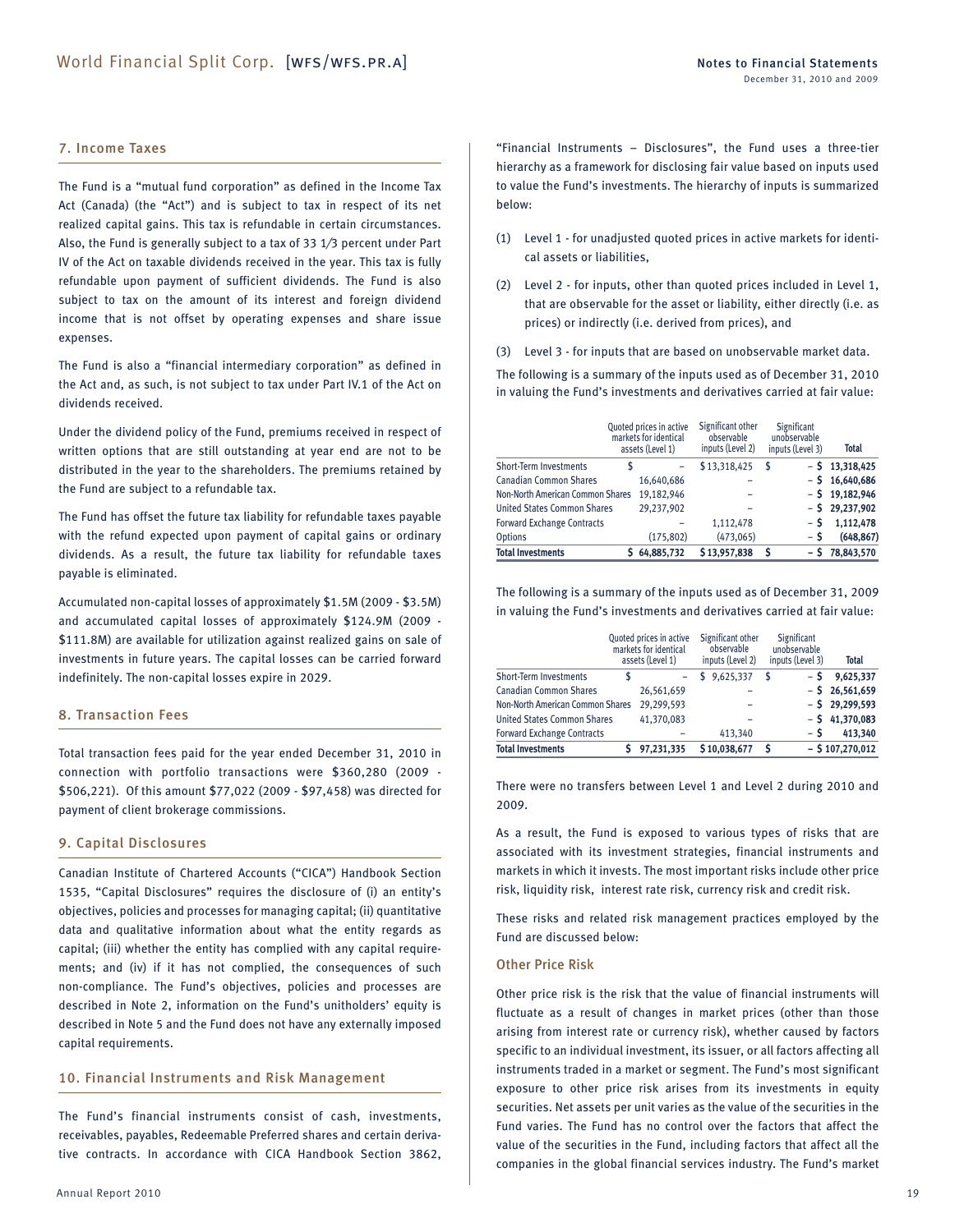## 7. Income Taxes

The Fund is a "mutual fund corporation" as defined in the Income Tax Act (Canada) (the "Act") and is subject to tax in respect of its net realized capital gains. This tax is refundable in certain circumstances. Also, the Fund is generally subject to a tax of 33 1/3 percent under Part IV of the Act on taxable dividends received in the year. This tax is fully refundable upon payment of sufficient dividends. The Fund is also subject to tax on the amount of its interest and foreign dividend income that is not offset by operating expenses and share issue expenses.

The Fund is also a "financial intermediary corporation" as defined in the Act and, as such, is not subject to tax under Part IV.1 of the Act on dividends received.

Under the dividend policy of the Fund, premiums received in respect of written options that are still outstanding at year end are not to be distributed in the year to the shareholders. The premiums retained by the Fund are subject to a refundable tax.

The Fund has offset the future tax liability for refundable taxes payable with the refund expected upon payment of capital gains or ordinary dividends. As a result, the future tax liability for refundable taxes payable is eliminated.

Accumulated non-capital losses of approximately $1.5M (2009 - $3.5M) and accumulated capital losses of approximately $124.9M (2009 - $111.8M) are available for utilization against realized gains on sale of investments in future years. The capital losses can be carried forward indefinitely. The non-capital losses expire in 2029.

## 8. Transaction Fees

Total transaction fees paid for the year ended December 31, 2010 in connection with portfolio transactions were $360,280 (2009 - $506,221). Of this amount $77,022 (2009 - $97,458) was directed for payment of client brokerage commissions.

## 9. Capital Disclosures

Canadian Institute of Chartered Accountants ("CICA") Handbook Section 1535, "Capital Disclosures" requires the disclosure of (i) an entity's objectives, policies and processes for managing capital; (ii) quantitative data and qualitative information about what the entity regards as capital; (iii) whether the entity has complied with any capital requirements; and (iv) if it has not complied, the consequences of such non-compliance. The Fund's objectives, policies and processes are described in Note 2, information on the Fund's unitholders' equity is described in Note 5 and the Fund does not have any externally imposed capital requirements.

## 10. Financial Instruments and Risk Management

The Fund's financial instruments consist of cash, investments, receivables, payables, Redeemable Preferred shares and certain derivative contracts. In accordance with CICA Handbook Section 3862, "Financial Instruments – Disclosures", the Fund uses a three-tier hierarchy as a framework for disclosing fair value based on inputs used to value the Fund's investments. The hierarchy of inputs is summarized below:

(1) Level 1 - for unadjusted quoted prices in active markets for identical assets or liabilities,

(2) Level 2 - for inputs, other than quoted prices included in Level 1, that are observable for the asset or liability, either directly (i.e. as prices) or indirectly (i.e. derived from prices), and

(3) Level 3 - for inputs that are based on unobservable market data.

The following is a summary of the inputs used as of December 31, 2010 in valuing the Fund's investments and derivatives carried at fair value:

| | Quoted prices in active markets for identical assets (Level 1) | Significant other observable inputs (Level 2) | Significant unobservable inputs (Level 3) | Total |
|---|---|---|---|---|
| Short-Term Investments | $ – | $ 13,318,425 | $ – | $ 13,318,425 |
| Canadian Common Shares | 16,640,686 | – | – | $ 16,640,686 |
| Non-North American Common Shares | 19,182,946 | – | – | $ 19,182,946 |
| United States Common Shares | 29,237,902 | – | – | $ 29,237,902 |
| Forward Exchange Contracts | – | 1,112,478 | – | $ 1,112,478 |
| Options | (175,802) | (473,065) | – | $ (648,867) |
| **Total Investments** | **$ 64,885,732** | **$ 13,957,838** | **$ –** | **$ 78,843,570** |

The following is a summary of the inputs used as of December 31, 2009 in valuing the Fund's investments and derivatives carried at fair value:

| | Quoted prices in active markets for identical assets (Level 1) | Significant other observable inputs (Level 2) | Significant unobservable inputs (Level 3) | Total |
|---|---|---|---|---|
| Short-Term Investments | $ – | $ 9,625,337 | $ – | $ 9,625,337 |
| Canadian Common Shares | 26,561,659 | – | – | $ 26,561,659 |
| Non-North American Common Shares | 29,299,593 | – | – | $ 29,299,593 |
| United States Common Shares | 41,370,083 | – | – | $ 41,370,083 |
| Forward Exchange Contracts | – | 413,340 | – | $ 413,340 |
| **Total Investments** | **$ 97,231,335** | **$ 10,038,677** | **$ –** | **$ 107,270,012** |

There were no transfers between Level 1 and Level 2 during 2010 and 2009.

As a result, the Fund is exposed to various types of risks that are associated with its investment strategies, financial instruments and markets in which it invests. The most important risks include other price risk, liquidity risk, interest rate risk, currency risk and credit risk.

These risks and related risk management practices employed by the Fund are discussed below:

### Other Price Risk

Other price risk is the risk that the value of financial instruments will fluctuate as a result of changes in market prices (other than those arising from interest rate or currency risk), whether caused by factors specific to an individual investment, its issuer, or all factors affecting all instruments traded in a market or segment. The Fund's most significant exposure to other price risk arises from its investments in equity securities. Net assets per unit varies as the value of the securities in the Fund varies. The Fund has no control over the factors that affect the value of the securities in the Fund, including factors that affect all the companies in the global financial services industry. The Fund's market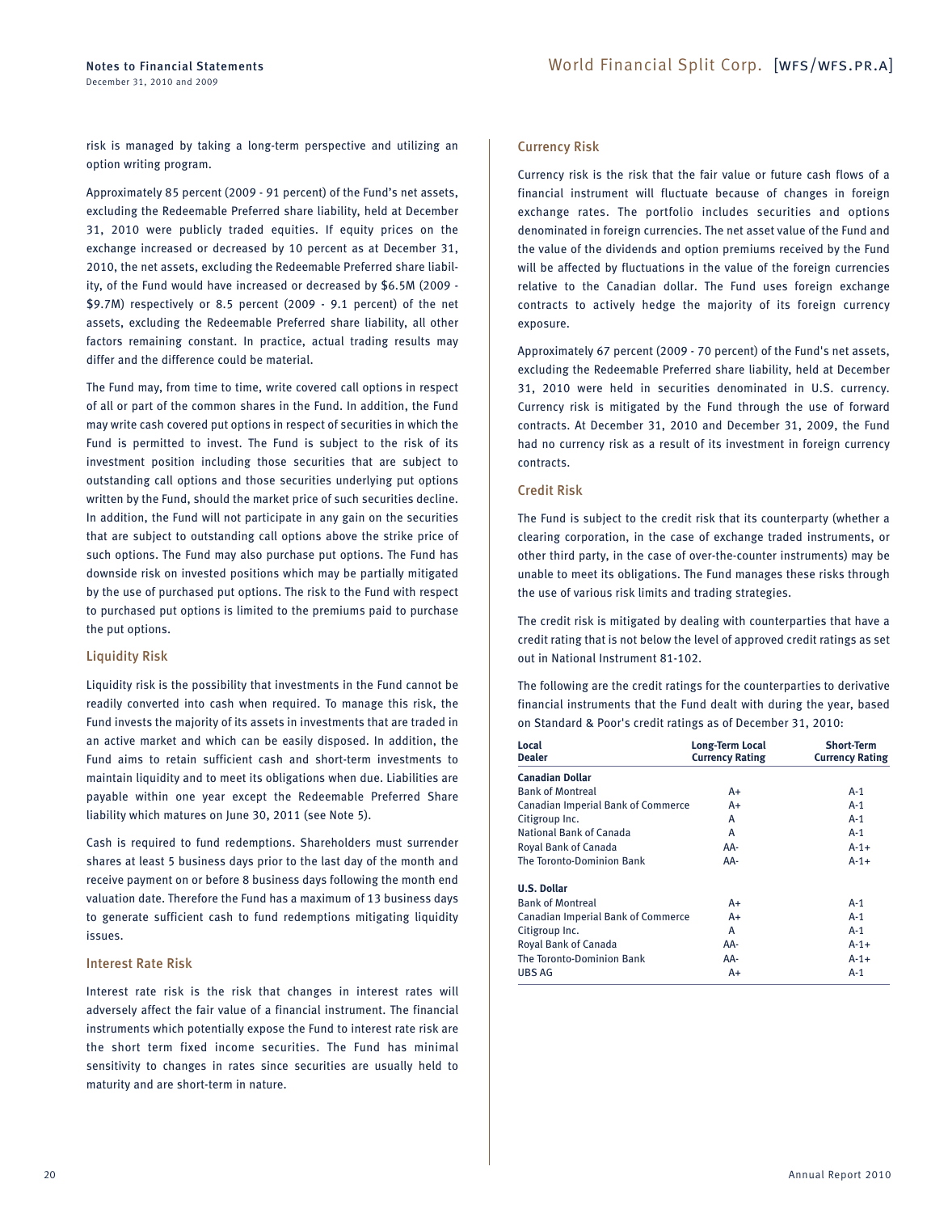risk is managed by taking a long-term perspective and utilizing an option writing program.

Approximately 85 percent (2009 - 91 percent) of the Fund's net assets, excluding the Redeemable Preferred share liability, held at December 31, 2010 were publicly traded equities. If equity prices on the exchange increased or decreased by 10 percent as at December 31, 2010, the net assets, excluding the Redeemable Preferred share liability, of the Fund would have increased or decreased by $6.5M (2009 - $9.7M) respectively or 8.5 percent (2009 - 9.1 percent) of the net assets, excluding the Redeemable Preferred share liability, all other factors remaining constant. In practice, actual trading results may differ and the difference could be material.

The Fund may, from time to time, write covered call options in respect of all or part of the common shares in the Fund. In addition, the Fund may write cash covered put options in respect of securities in which the Fund is permitted to invest. The Fund is subject to the risk of its investment position including those securities that are subject to outstanding call options and those securities underlying put options written by the Fund, should the market price of such securities decline. In addition, the Fund will not participate in any gain on the securities that are subject to outstanding call options above the strike price of such options. The Fund may also purchase put options. The Fund has downside risk on invested positions which may be partially mitigated by the use of purchased put options. The risk to the Fund with respect to purchased put options is limited to the premiums paid to purchase the put options.

### Liquidity Risk

Liquidity risk is the possibility that investments in the Fund cannot be readily converted into cash when required. To manage this risk, the Fund invests the majority of its assets in investments that are traded in an active market and which can be easily disposed. In addition, the Fund aims to retain sufficient cash and short-term investments to maintain liquidity and to meet its obligations when due. Liabilities are payable within one year except the Redeemable Preferred Share liability which matures on June 30, 2011 (see Note 5).

Cash is required to fund redemptions. Shareholders must surrender shares at least 5 business days prior to the last day of the month and receive payment on or before 8 business days following the month end valuation date. Therefore the Fund has a maximum of 13 business days to generate sufficient cash to fund redemptions mitigating liquidity issues.

### Interest Rate Risk

Interest rate risk is the risk that changes in interest rates will adversely affect the fair value of a financial instrument. The financial instruments which potentially expose the Fund to interest rate risk are the short term fixed income securities. The Fund has minimal sensitivity to changes in rates since securities are usually held to maturity and are short-term in nature.

### Currency Risk

Currency risk is the risk that the fair value or future cash flows of a financial instrument will fluctuate because of changes in foreign exchange rates. The portfolio includes securities and options denominated in foreign currencies. The net asset value of the Fund and the value of the dividends and option premiums received by the Fund will be affected by fluctuations in the value of the foreign currencies relative to the Canadian dollar. The Fund uses foreign exchange contracts to actively hedge the majority of its foreign currency exposure.

Approximately 67 percent (2009 - 70 percent) of the Fund's net assets, excluding the Redeemable Preferred share liability, held at December 31, 2010 were held in securities denominated in U.S. currency. Currency risk is mitigated by the Fund through the use of forward contracts. At December 31, 2010 and December 31, 2009, the Fund had no currency risk as a result of its investment in foreign currency contracts.

### Credit Risk

The Fund is subject to the credit risk that its counterparty (whether a clearing corporation, in the case of exchange traded instruments, or other third party, in the case of over-the-counter instruments) may be unable to meet its obligations. The Fund manages these risks through the use of various risk limits and trading strategies.

The credit risk is mitigated by dealing with counterparties that have a credit rating that is not below the level of approved credit ratings as set out in National Instrument 81-102.

The following are the credit ratings for the counterparties to derivative financial instruments that the Fund dealt with during the year, based on Standard & Poor's credit ratings as of December 31, 2010:

| Local Dealer | Long-Term Local Currency Rating | Short-Term Currency Rating |
|---|---|---|
| **Canadian Dollar** | | |
| Bank of Montreal | A+ | A-1 |
| Canadian Imperial Bank of Commerce | A+ | A-1 |
| Citigroup Inc. | A | A-1 |
| National Bank of Canada | A | A-1 |
| Royal Bank of Canada | AA- | A-1+ |
| The Toronto-Dominion Bank | AA- | A-1+ |
| **U.S. Dollar** | | |
| Bank of Montreal | A+ | A-1 |
| Canadian Imperial Bank of Commerce | A+ | A-1 |
| Citigroup Inc. | A | A-1 |
| Royal Bank of Canada | AA- | A-1+ |
| The Toronto-Dominion Bank | AA- | A-1+ |
| UBS AG | A+ | A-1 |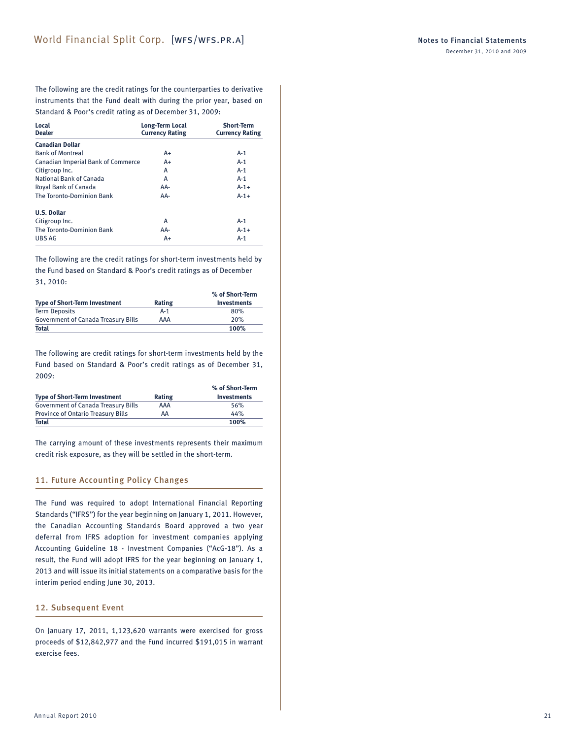The following are the credit ratings for the counterparties to derivative instruments that the Fund dealt with during the prior year, based on Standard & Poor's credit rating as of December 31, 2009:

| Local Dealer | Long-Term Local Currency Rating | Short-Term Currency Rating |
|---|---|---|
| **Canadian Dollar** | | |
| Bank of Montreal | A+ | A-1 |
| Canadian Imperial Bank of Commerce | A+ | A-1 |
| Citigroup Inc. | A | A-1 |
| National Bank of Canada | A | A-1 |
| Royal Bank of Canada | AA- | A-1+ |
| The Toronto-Dominion Bank | AA- | A-1+ |
| **U.S. Dollar** | | |
| Citigroup Inc. | A | A-1 |
| The Toronto-Dominion Bank | AA- | A-1+ |
| UBS AG | A+ | A-1 |

The following are the credit ratings for short-term investments held by the Fund based on Standard & Poor's credit ratings as of December 31, 2010:

| Type of Short-Term Investment | Rating | % of Short-Term Investments |
|---|---|---|
| Term Deposits | A-1 | 80% |
| Government of Canada Treasury Bills | AAA | 20% |
| **Total** | | **100%** |

The following are credit ratings for short-term investments held by the Fund based on Standard & Poor's credit ratings as of December 31, 2009:

| Type of Short-Term Investment | Rating | % of Short-Term Investments |
|---|---|---|
| Government of Canada Treasury Bills | AAA | 56% |
| Province of Ontario Treasury Bills | AA | 44% |
| **Total** | | **100%** |

The carrying amount of these investments represents their maximum credit risk exposure, as they will be settled in the short-term.

## 11. Future Accounting Policy Changes

The Fund was required to adopt International Financial Reporting Standards ("IFRS") for the year beginning on January 1, 2011. However, the Canadian Accounting Standards Board approved a two year deferral from IFRS adoption for investment companies applying Accounting Guideline 18 - Investment Companies ("AcG-18"). As a result, the Fund will adopt IFRS for the year beginning on January 1, 2013 and will issue its initial statements on a comparative basis for the interim period ending June 30, 2013.

## 12. Subsequent Event

On January 17, 2011, 1,123,620 warrants were exercised for gross proceeds of $12,842,977 and the Fund incurred $191,015 in warrant exercise fees.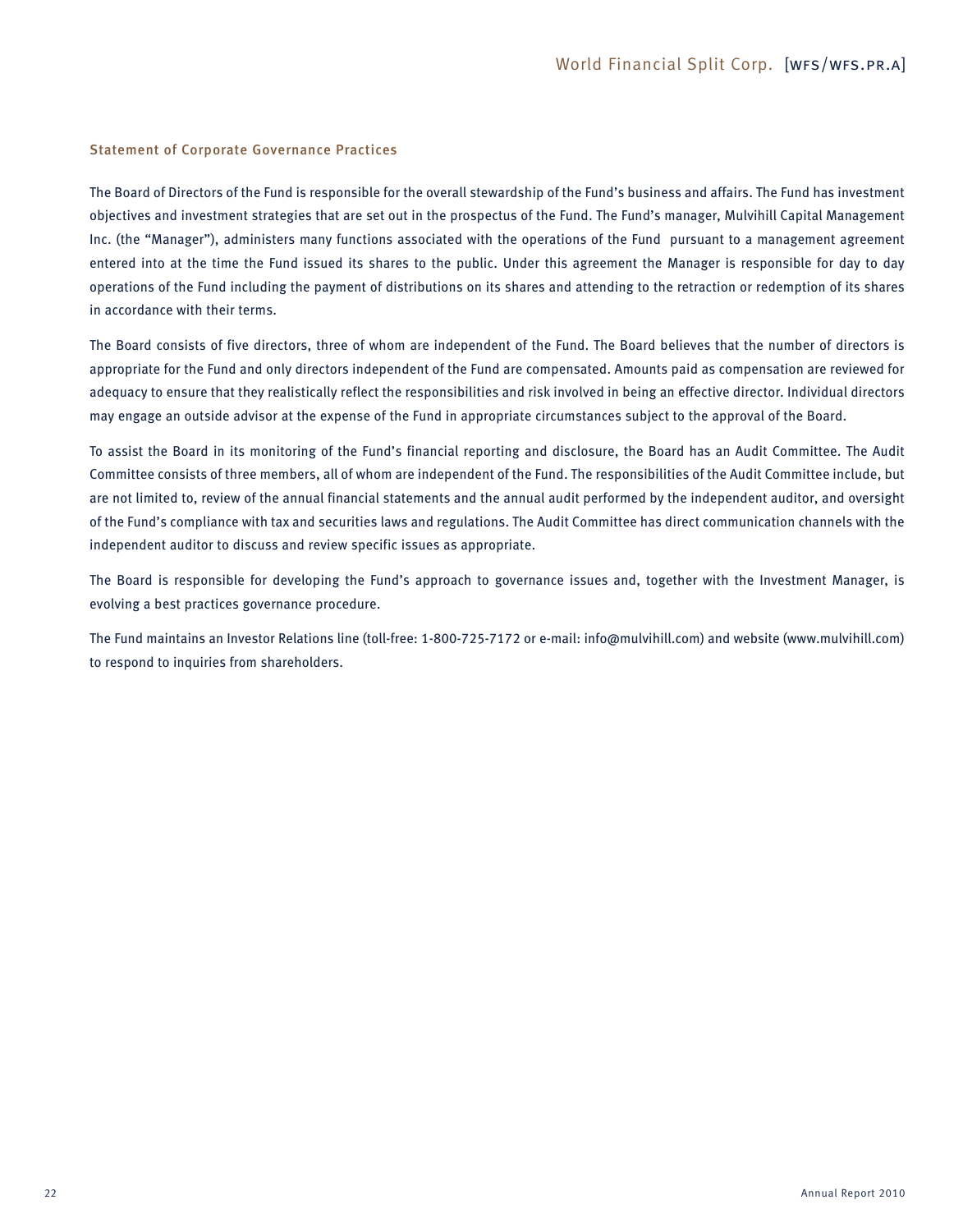## Statement of Corporate Governance Practices

The Board of Directors of the Fund is responsible for the overall stewardship of the Fund's business and affairs. The Fund has investment objectives and investment strategies that are set out in the prospectus of the Fund. The Fund's manager, Mulvihill Capital Management Inc. (the "Manager"), administers many functions associated with the operations of the Fund pursuant to a management agreement entered into at the time the Fund issued its shares to the public. Under this agreement the Manager is responsible for day to day operations of the Fund including the payment of distributions on its shares and attending to the retraction or redemption of its shares in accordance with their terms.

The Board consists of five directors, three of whom are independent of the Fund. The Board believes that the number of directors is appropriate for the Fund and only directors independent of the Fund are compensated. Amounts paid as compensation are reviewed for adequacy to ensure that they realistically reflect the responsibilities and risk involved in being an effective director. Individual directors may engage an outside advisor at the expense of the Fund in appropriate circumstances subject to the approval of the Board.

To assist the Board in its monitoring of the Fund's financial reporting and disclosure, the Board has an Audit Committee. The Audit Committee consists of three members, all of whom are independent of the Fund. The responsibilities of the Audit Committee include, but are not limited to, review of the annual financial statements and the annual audit performed by the independent auditor, and oversight of the Fund's compliance with tax and securities laws and regulations. The Audit Committee has direct communication channels with the independent auditor to discuss and review specific issues as appropriate.

The Board is responsible for developing the Fund's approach to governance issues and, together with the Investment Manager, is evolving a best practices governance procedure.

The Fund maintains an Investor Relations line (toll-free: 1-800-725-7172 or e-mail: info@mulvihill.com) and website (www.mulvihill.com) to respond to inquiries from shareholders.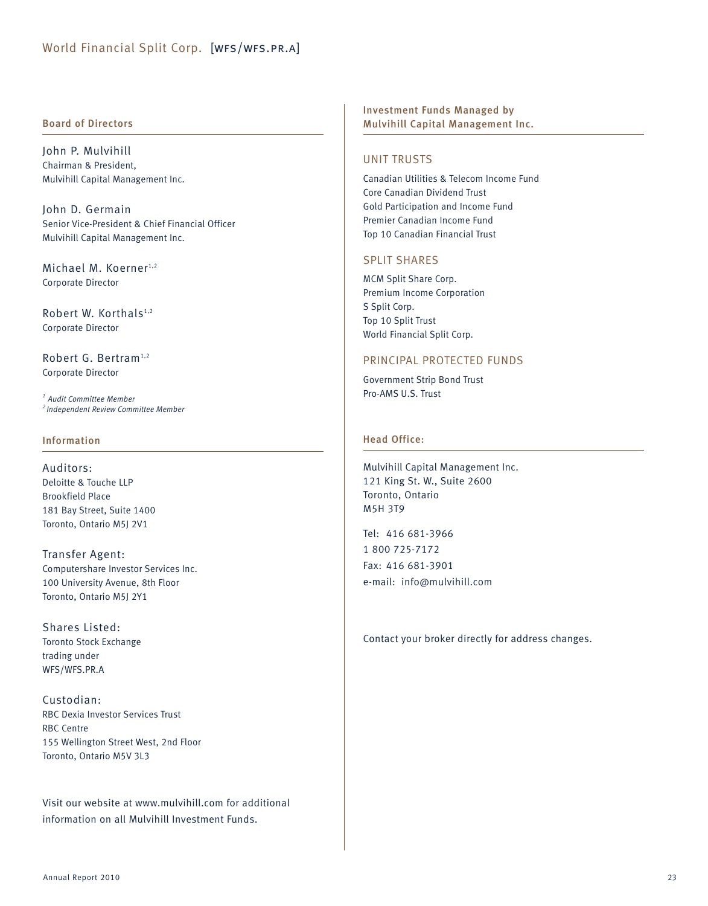## Board of Directors

John P. Mulvihill
Chairman & President,
Mulvihill Capital Management Inc.

John D. Germain
Senior Vice-President & Chief Financial Officer
Mulvihill Capital Management Inc.

Michael M. Koerner[1,2]
Corporate Director

Robert W. Korthals[1,2]
Corporate Director

Robert G. Bertram[1,2]
Corporate Director

*[1] Audit Committee Member*
*[2] Independent Review Committee Member*

## Information

Auditors:
Deloitte & Touche LLP
Brookfield Place
181 Bay Street, Suite 1400
Toronto, Ontario M5J 2V1

Transfer Agent:
Computershare Investor Services Inc.
100 University Avenue, 8th Floor
Toronto, Ontario M5J 2Y1

Shares Listed:
Toronto Stock Exchange
trading under
WFS/WFS.PR.A

Custodian:
RBC Dexia Investor Services Trust
RBC Centre
155 Wellington Street West, 2nd Floor
Toronto, Ontario M5V 3L3

Visit our website at www.mulvihill.com for additional information on all Mulvihill Investment Funds.

## Investment Funds Managed by Mulvihill Capital Management Inc.

### UNIT TRUSTS

Canadian Utilities & Telecom Income Fund
Core Canadian Dividend Trust
Gold Participation and Income Fund
Premier Canadian Income Fund
Top 10 Canadian Financial Trust

### SPLIT SHARES

MCM Split Share Corp.
Premium Income Corporation
S Split Corp.
Top 10 Split Trust
World Financial Split Corp.

### PRINCIPAL PROTECTED FUNDS

Government Strip Bond Trust
Pro-AMS U.S. Trust

## Head Office:

Mulvihill Capital Management Inc.
121 King St. W., Suite 2600
Toronto, Ontario
M5H 3T9

Tel: 416 681-3966
1 800 725-7172
Fax: 416 681-3901
e-mail: info@mulvihill.com

Contact your broker directly for address changes.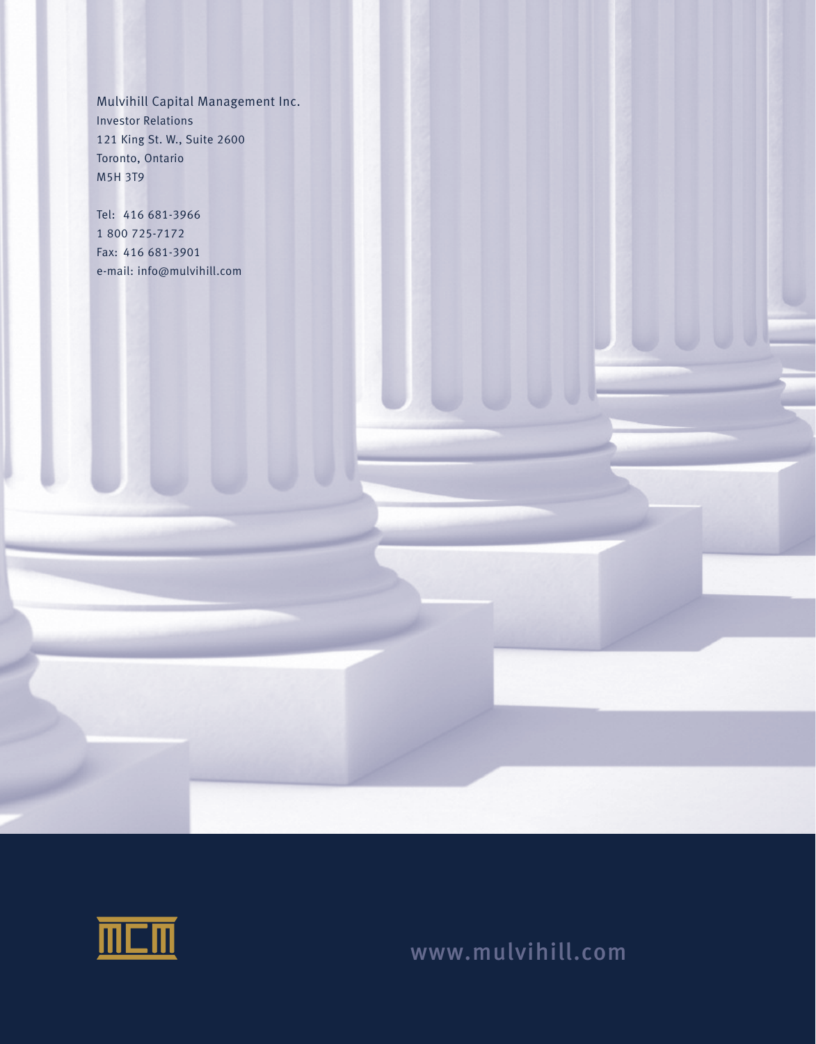Mulvihill Capital Management Inc.
Investor Relations
121 King St. W., Suite 2600
Toronto, Ontario
M5H 3T9

Tel: 416 681-3966
1 800 725-7172
Fax: 416 681-3901
e-mail: info@mulvihill.com

MCM

www.mulvihill.com